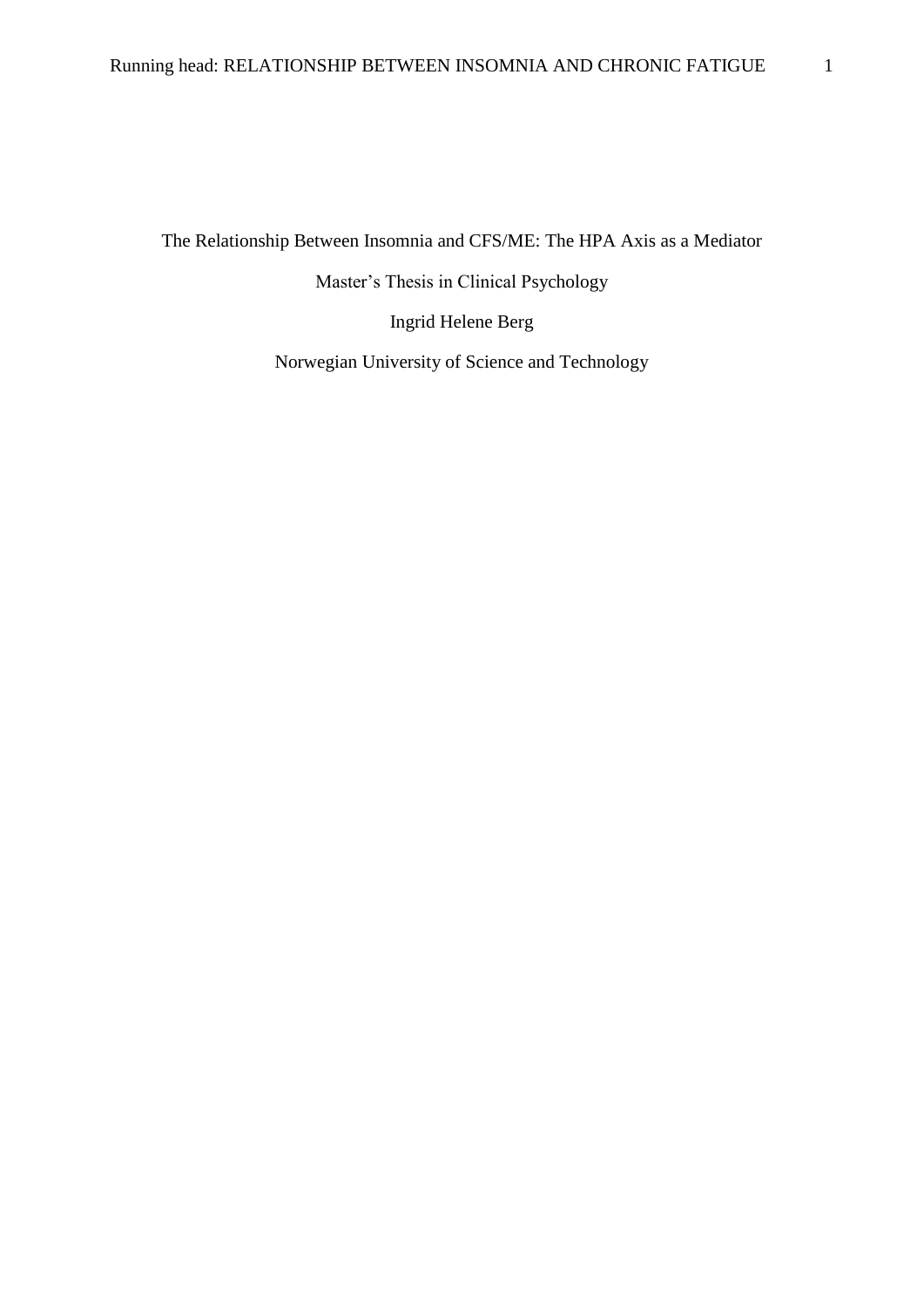The Relationship Between Insomnia and CFS/ME: The HPA Axis as a Mediator

Master's Thesis in Clinical Psychology

Ingrid Helene Berg

Norwegian University of Science and Technology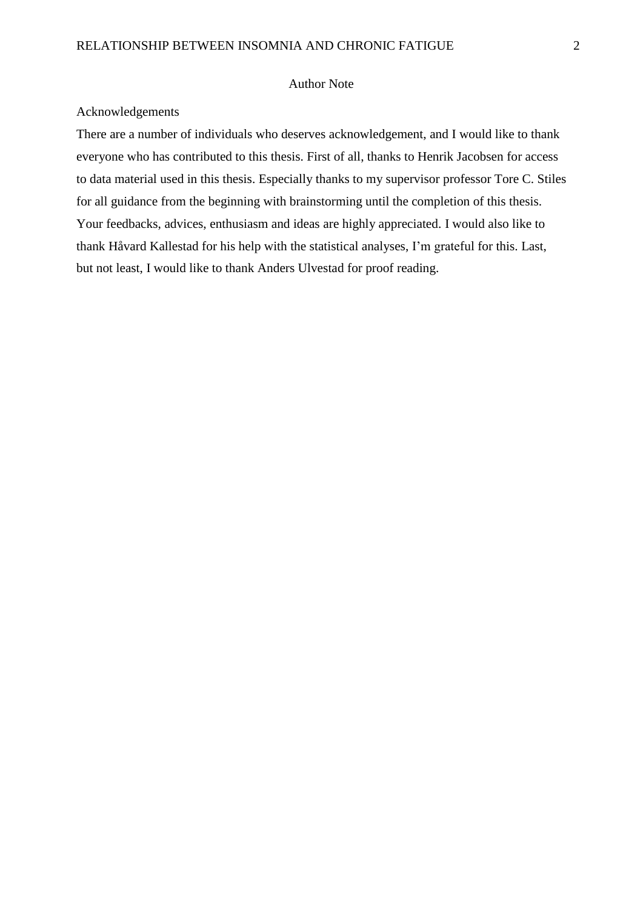# Author Note

## Acknowledgements

There are a number of individuals who deserves acknowledgement, and I would like to thank everyone who has contributed to this thesis. First of all, thanks to Henrik Jacobsen for access to data material used in this thesis. Especially thanks to my supervisor professor Tore C. Stiles for all guidance from the beginning with brainstorming until the completion of this thesis. Your feedbacks, advices, enthusiasm and ideas are highly appreciated. I would also like to thank Håvard Kallestad for his help with the statistical analyses, I'm grateful for this. Last, but not least, I would like to thank Anders Ulvestad for proof reading.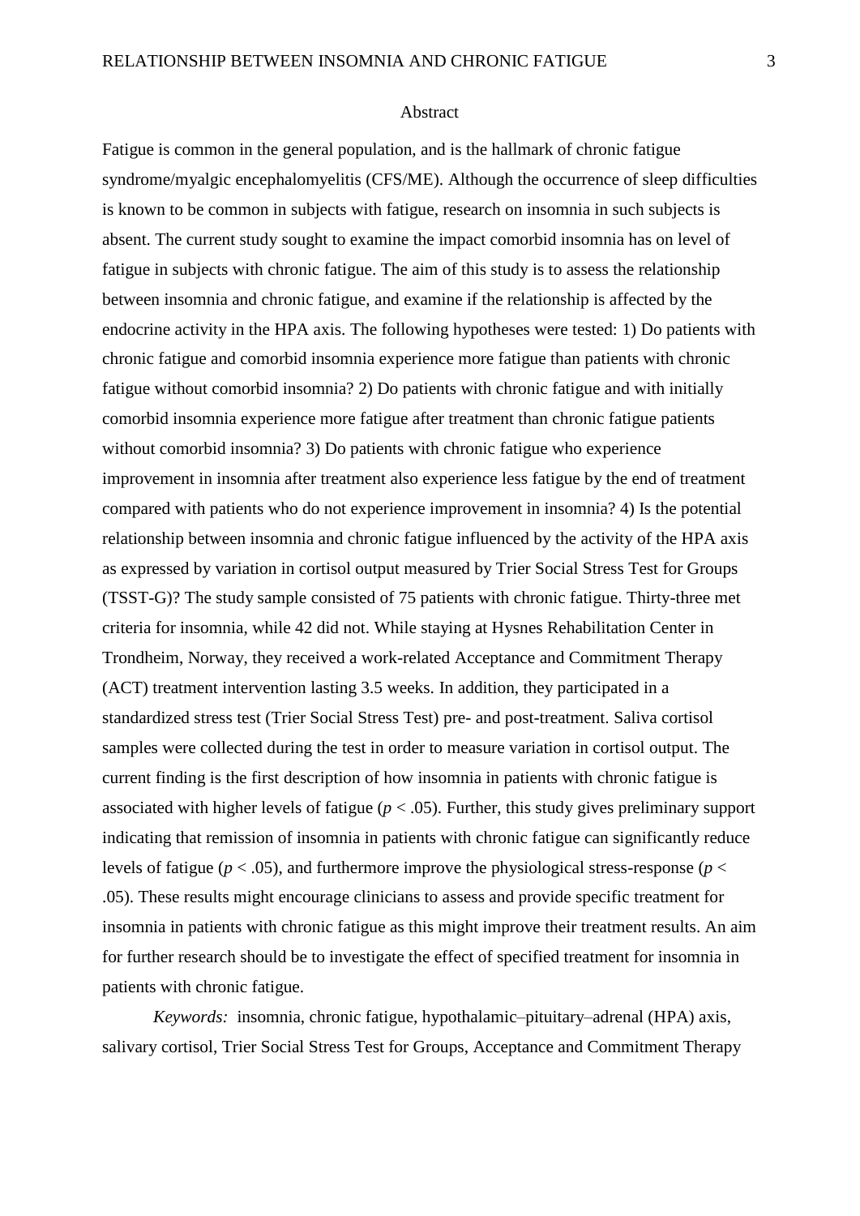## Abstract

Fatigue is common in the general population, and is the hallmark of chronic fatigue syndrome/myalgic encephalomyelitis (CFS/ME). Although the occurrence of sleep difficulties is known to be common in subjects with fatigue, research on insomnia in such subjects is absent. The current study sought to examine the impact comorbid insomnia has on level of fatigue in subjects with chronic fatigue. The aim of this study is to assess the relationship between insomnia and chronic fatigue, and examine if the relationship is affected by the endocrine activity in the HPA axis. The following hypotheses were tested: 1) Do patients with chronic fatigue and comorbid insomnia experience more fatigue than patients with chronic fatigue without comorbid insomnia? 2) Do patients with chronic fatigue and with initially comorbid insomnia experience more fatigue after treatment than chronic fatigue patients without comorbid insomnia? 3) Do patients with chronic fatigue who experience improvement in insomnia after treatment also experience less fatigue by the end of treatment compared with patients who do not experience improvement in insomnia? 4) Is the potential relationship between insomnia and chronic fatigue influenced by the activity of the HPA axis as expressed by variation in cortisol output measured by Trier Social Stress Test for Groups (TSST-G)? The study sample consisted of 75 patients with chronic fatigue. Thirty-three met criteria for insomnia, while 42 did not. While staying at Hysnes Rehabilitation Center in Trondheim, Norway, they received a work-related Acceptance and Commitment Therapy (ACT) treatment intervention lasting 3.5 weeks. In addition, they participated in a standardized stress test (Trier Social Stress Test) pre- and post-treatment. Saliva cortisol samples were collected during the test in order to measure variation in cortisol output. The current finding is the first description of how insomnia in patients with chronic fatigue is associated with higher levels of fatigue ($p < .05$). Further, this study gives preliminary support indicating that remission of insomnia in patients with chronic fatigue can significantly reduce levels of fatigue ($p < .05$), and furthermore improve the physiological stress-response ($p < .05$). These results might encourage clinicians to assess and provide specific treatment for insomnia in patients with chronic fatigue as this might improve their treatment results. An aim for further research should be to investigate the effect of specified treatment for insomnia in patients with chronic fatigue.

*Keywords:* insomnia, chronic fatigue, hypothalamic–pituitary–adrenal (HPA) axis, salivary cortisol, Trier Social Stress Test for Groups, Acceptance and Commitment Therapy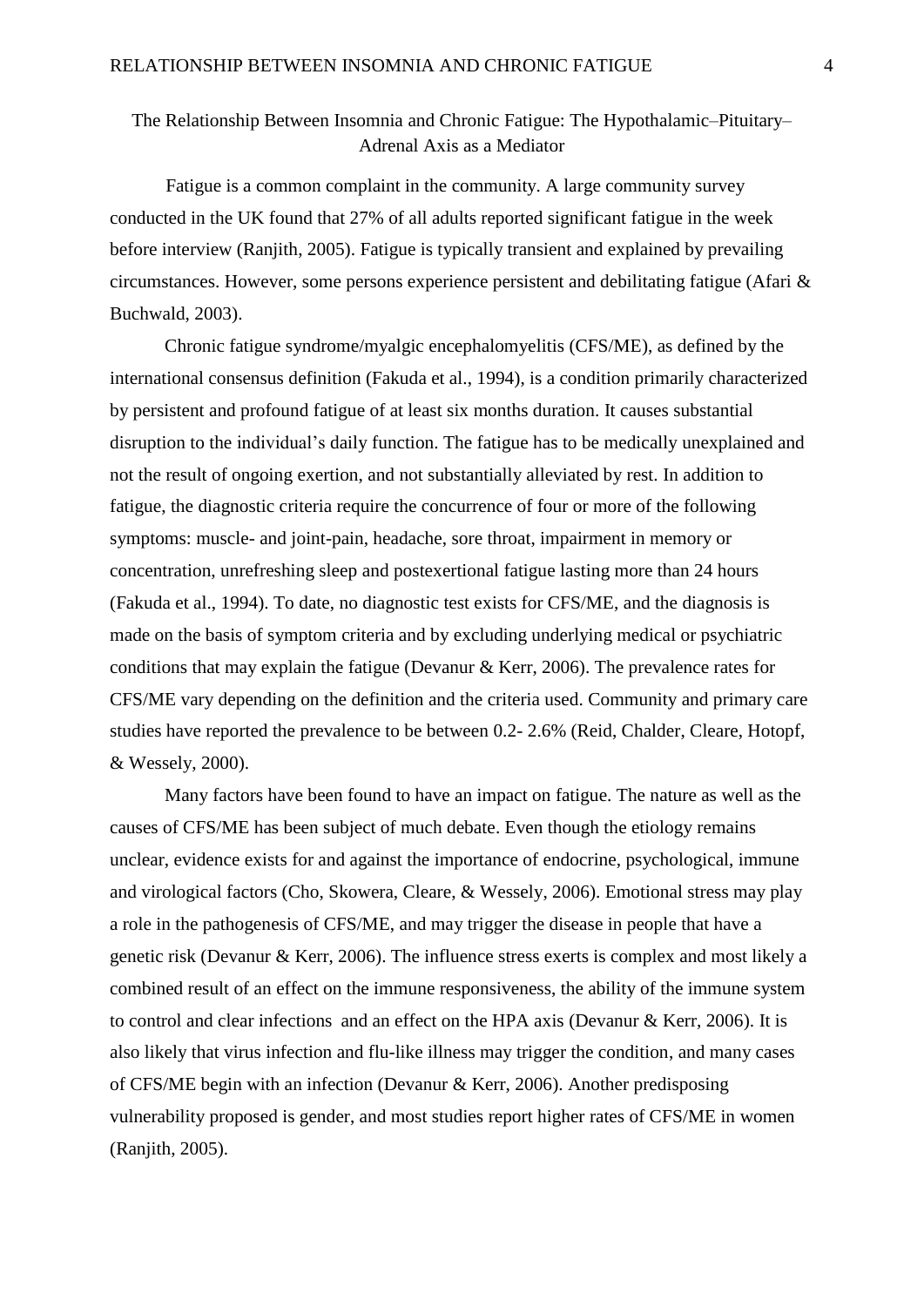# The Relationship Between Insomnia and Chronic Fatigue: The Hypothalamic–Pituitary–Adrenal Axis as a Mediator

Fatigue is a common complaint in the community. A large community survey conducted in the UK found that 27% of all adults reported significant fatigue in the week before interview (Ranjith, 2005). Fatigue is typically transient and explained by prevailing circumstances. However, some persons experience persistent and debilitating fatigue (Afari & Buchwald, 2003).

Chronic fatigue syndrome/myalgic encephalomyelitis (CFS/ME), as defined by the international consensus definition (Fakuda et al., 1994), is a condition primarily characterized by persistent and profound fatigue of at least six months duration. It causes substantial disruption to the individual's daily function. The fatigue has to be medically unexplained and not the result of ongoing exertion, and not substantially alleviated by rest. In addition to fatigue, the diagnostic criteria require the concurrence of four or more of the following symptoms: muscle- and joint-pain, headache, sore throat, impairment in memory or concentration, unrefreshing sleep and postexertional fatigue lasting more than 24 hours (Fakuda et al., 1994). To date, no diagnostic test exists for CFS/ME, and the diagnosis is made on the basis of symptom criteria and by excluding underlying medical or psychiatric conditions that may explain the fatigue (Devanur & Kerr, 2006). The prevalence rates for CFS/ME vary depending on the definition and the criteria used. Community and primary care studies have reported the prevalence to be between 0.2- 2.6% (Reid, Chalder, Cleare, Hotopf, & Wessely, 2000).

Many factors have been found to have an impact on fatigue. The nature as well as the causes of CFS/ME has been subject of much debate. Even though the etiology remains unclear, evidence exists for and against the importance of endocrine, psychological, immune and virological factors (Cho, Skowera, Cleare, & Wessely, 2006). Emotional stress may play a role in the pathogenesis of CFS/ME, and may trigger the disease in people that have a genetic risk (Devanur & Kerr, 2006). The influence stress exerts is complex and most likely a combined result of an effect on the immune responsiveness, the ability of the immune system to control and clear infections and an effect on the HPA axis (Devanur & Kerr, 2006). It is also likely that virus infection and flu-like illness may trigger the condition, and many cases of CFS/ME begin with an infection (Devanur & Kerr, 2006). Another predisposing vulnerability proposed is gender, and most studies report higher rates of CFS/ME in women (Ranjith, 2005).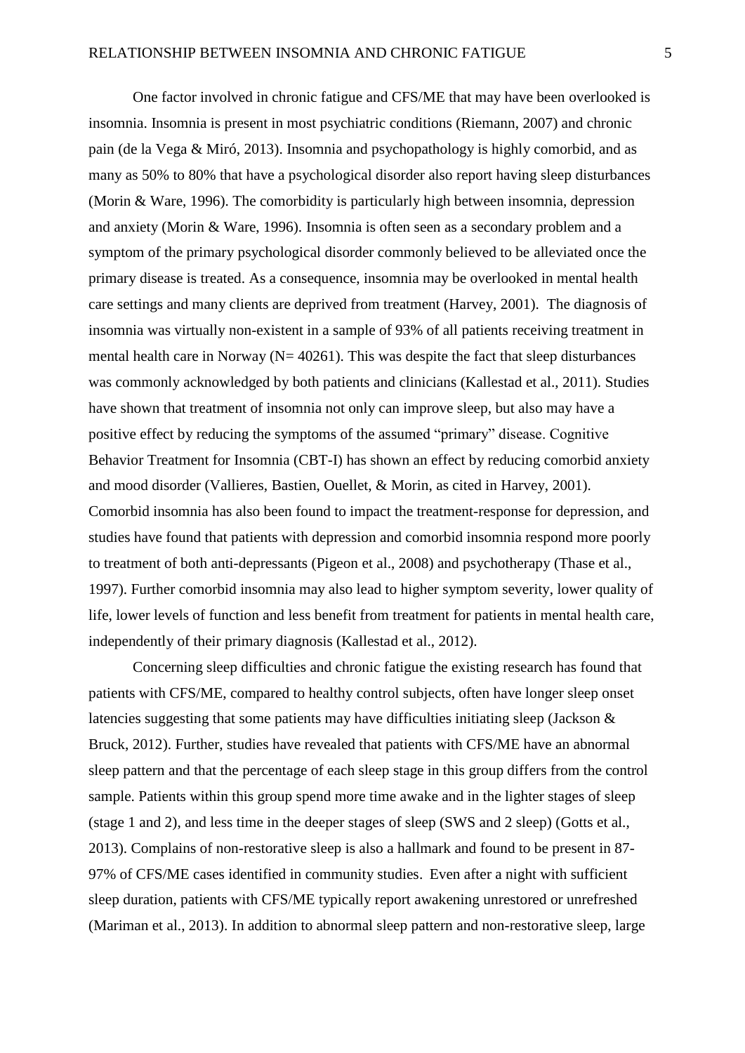One factor involved in chronic fatigue and CFS/ME that may have been overlooked is insomnia. Insomnia is present in most psychiatric conditions (Riemann, 2007) and chronic pain (de la Vega & Miró, 2013). Insomnia and psychopathology is highly comorbid, and as many as 50% to 80% that have a psychological disorder also report having sleep disturbances (Morin & Ware, 1996). The comorbidity is particularly high between insomnia, depression and anxiety (Morin & Ware, 1996). Insomnia is often seen as a secondary problem and a symptom of the primary psychological disorder commonly believed to be alleviated once the primary disease is treated. As a consequence, insomnia may be overlooked in mental health care settings and many clients are deprived from treatment (Harvey, 2001). The diagnosis of insomnia was virtually non-existent in a sample of 93% of all patients receiving treatment in mental health care in Norway (N= 40261). This was despite the fact that sleep disturbances was commonly acknowledged by both patients and clinicians (Kallestad et al., 2011). Studies have shown that treatment of insomnia not only can improve sleep, but also may have a positive effect by reducing the symptoms of the assumed "primary" disease. Cognitive Behavior Treatment for Insomnia (CBT-I) has shown an effect by reducing comorbid anxiety and mood disorder (Vallieres, Bastien, Ouellet, & Morin, as cited in Harvey, 2001). Comorbid insomnia has also been found to impact the treatment-response for depression, and studies have found that patients with depression and comorbid insomnia respond more poorly to treatment of both anti-depressants (Pigeon et al., 2008) and psychotherapy (Thase et al., 1997). Further comorbid insomnia may also lead to higher symptom severity, lower quality of life, lower levels of function and less benefit from treatment for patients in mental health care, independently of their primary diagnosis (Kallestad et al., 2012).

Concerning sleep difficulties and chronic fatigue the existing research has found that patients with CFS/ME, compared to healthy control subjects, often have longer sleep onset latencies suggesting that some patients may have difficulties initiating sleep (Jackson & Bruck, 2012). Further, studies have revealed that patients with CFS/ME have an abnormal sleep pattern and that the percentage of each sleep stage in this group differs from the control sample. Patients within this group spend more time awake and in the lighter stages of sleep (stage 1 and 2), and less time in the deeper stages of sleep (SWS and 2 sleep) (Gotts et al., 2013). Complains of non-restorative sleep is also a hallmark and found to be present in 87-97% of CFS/ME cases identified in community studies. Even after a night with sufficient sleep duration, patients with CFS/ME typically report awakening unrestored or unrefreshed (Mariman et al., 2013). In addition to abnormal sleep pattern and non-restorative sleep, large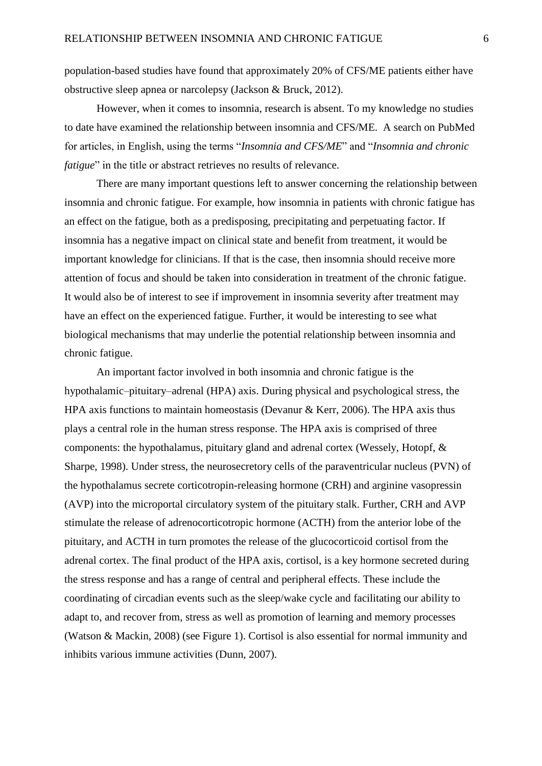population-based studies have found that approximately 20% of CFS/ME patients either have obstructive sleep apnea or narcolepsy (Jackson & Bruck, 2012).

However, when it comes to insomnia, research is absent. To my knowledge no studies to date have examined the relationship between insomnia and CFS/ME. A search on PubMed for articles, in English, using the terms "*Insomnia and CFS/ME*" and "*Insomnia and chronic fatigue*" in the title or abstract retrieves no results of relevance.

There are many important questions left to answer concerning the relationship between insomnia and chronic fatigue. For example, how insomnia in patients with chronic fatigue has an effect on the fatigue, both as a predisposing, precipitating and perpetuating factor. If insomnia has a negative impact on clinical state and benefit from treatment, it would be important knowledge for clinicians. If that is the case, then insomnia should receive more attention of focus and should be taken into consideration in treatment of the chronic fatigue. It would also be of interest to see if improvement in insomnia severity after treatment may have an effect on the experienced fatigue. Further, it would be interesting to see what biological mechanisms that may underlie the potential relationship between insomnia and chronic fatigue.

An important factor involved in both insomnia and chronic fatigue is the hypothalamic–pituitary–adrenal (HPA) axis. During physical and psychological stress, the HPA axis functions to maintain homeostasis (Devanur & Kerr, 2006). The HPA axis thus plays a central role in the human stress response. The HPA axis is comprised of three components: the hypothalamus, pituitary gland and adrenal cortex (Wessely, Hotopf, & Sharpe, 1998). Under stress, the neurosecretory cells of the paraventricular nucleus (PVN) of the hypothalamus secrete corticotropin-releasing hormone (CRH) and arginine vasopressin (AVP) into the microportal circulatory system of the pituitary stalk. Further, CRH and AVP stimulate the release of adrenocorticotropic hormone (ACTH) from the anterior lobe of the pituitary, and ACTH in turn promotes the release of the glucocorticoid cortisol from the adrenal cortex. The final product of the HPA axis, cortisol, is a key hormone secreted during the stress response and has a range of central and peripheral effects. These include the coordinating of circadian events such as the sleep/wake cycle and facilitating our ability to adapt to, and recover from, stress as well as promotion of learning and memory processes (Watson & Mackin, 2008) (see Figure 1). Cortisol is also essential for normal immunity and inhibits various immune activities (Dunn, 2007).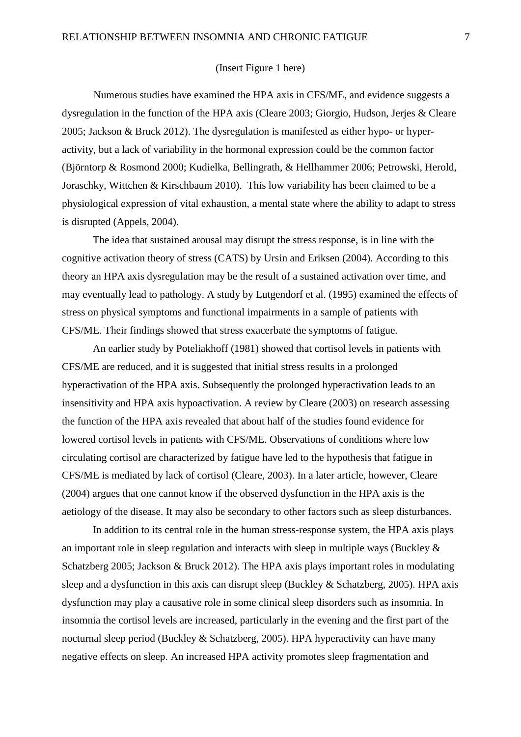(Insert Figure 1 here)

Numerous studies have examined the HPA axis in CFS/ME, and evidence suggests a dysregulation in the function of the HPA axis (Cleare 2003; Giorgio, Hudson, Jerjes & Cleare 2005; Jackson & Bruck 2012). The dysregulation is manifested as either hypo- or hyper-activity, but a lack of variability in the hormonal expression could be the common factor (Björntorp & Rosmond 2000; Kudielka, Bellingrath, & Hellhammer 2006; Petrowski, Herold, Joraschky, Wittchen & Kirschbaum 2010). This low variability has been claimed to be a physiological expression of vital exhaustion, a mental state where the ability to adapt to stress is disrupted (Appels, 2004).

The idea that sustained arousal may disrupt the stress response, is in line with the cognitive activation theory of stress (CATS) by Ursin and Eriksen (2004). According to this theory an HPA axis dysregulation may be the result of a sustained activation over time, and may eventually lead to pathology. A study by Lutgendorf et al. (1995) examined the effects of stress on physical symptoms and functional impairments in a sample of patients with CFS/ME. Their findings showed that stress exacerbate the symptoms of fatigue.

An earlier study by Poteliakhoff (1981) showed that cortisol levels in patients with CFS/ME are reduced, and it is suggested that initial stress results in a prolonged hyperactivation of the HPA axis. Subsequently the prolonged hyperactivation leads to an insensitivity and HPA axis hypoactivation. A review by Cleare (2003) on research assessing the function of the HPA axis revealed that about half of the studies found evidence for lowered cortisol levels in patients with CFS/ME. Observations of conditions where low circulating cortisol are characterized by fatigue have led to the hypothesis that fatigue in CFS/ME is mediated by lack of cortisol (Cleare, 2003). In a later article, however, Cleare (2004) argues that one cannot know if the observed dysfunction in the HPA axis is the aetiology of the disease. It may also be secondary to other factors such as sleep disturbances.

In addition to its central role in the human stress-response system, the HPA axis plays an important role in sleep regulation and interacts with sleep in multiple ways (Buckley & Schatzberg 2005; Jackson & Bruck 2012). The HPA axis plays important roles in modulating sleep and a dysfunction in this axis can disrupt sleep (Buckley & Schatzberg, 2005). HPA axis dysfunction may play a causative role in some clinical sleep disorders such as insomnia. In insomnia the cortisol levels are increased, particularly in the evening and the first part of the nocturnal sleep period (Buckley & Schatzberg, 2005). HPA hyperactivity can have many negative effects on sleep. An increased HPA activity promotes sleep fragmentation and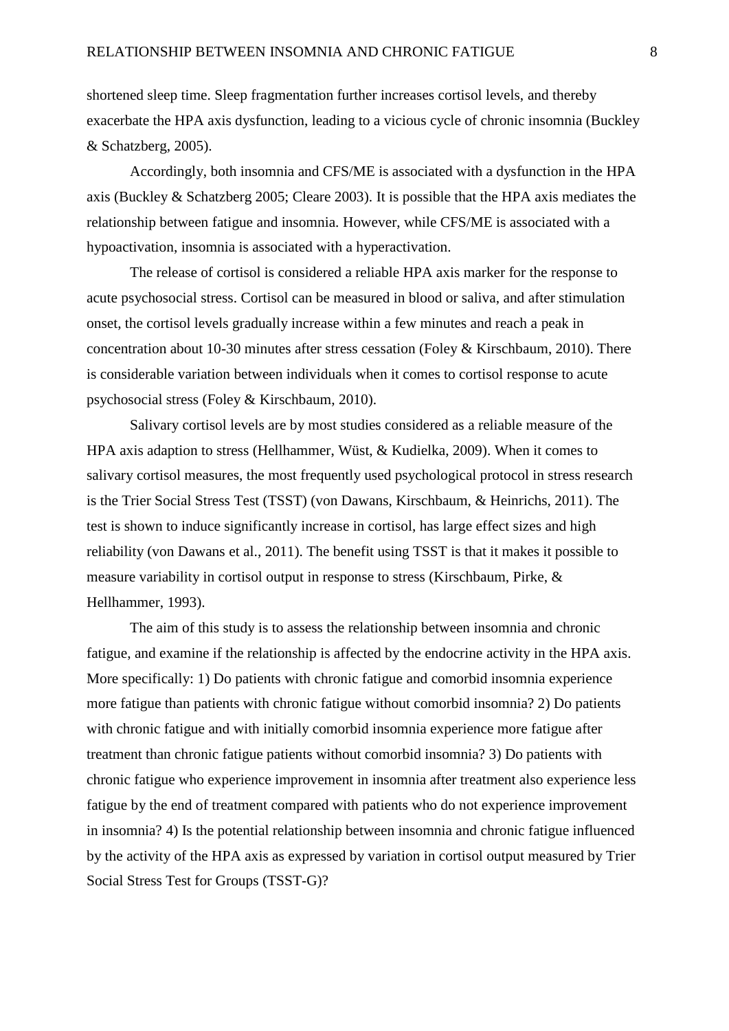shortened sleep time. Sleep fragmentation further increases cortisol levels, and thereby exacerbate the HPA axis dysfunction, leading to a vicious cycle of chronic insomnia (Buckley & Schatzberg, 2005).

Accordingly, both insomnia and CFS/ME is associated with a dysfunction in the HPA axis (Buckley & Schatzberg 2005; Cleare 2003). It is possible that the HPA axis mediates the relationship between fatigue and insomnia. However, while CFS/ME is associated with a hypoactivation, insomnia is associated with a hyperactivation.

The release of cortisol is considered a reliable HPA axis marker for the response to acute psychosocial stress. Cortisol can be measured in blood or saliva, and after stimulation onset, the cortisol levels gradually increase within a few minutes and reach a peak in concentration about 10-30 minutes after stress cessation (Foley & Kirschbaum, 2010). There is considerable variation between individuals when it comes to cortisol response to acute psychosocial stress (Foley & Kirschbaum, 2010).

Salivary cortisol levels are by most studies considered as a reliable measure of the HPA axis adaption to stress (Hellhammer, Wüst, & Kudielka, 2009). When it comes to salivary cortisol measures, the most frequently used psychological protocol in stress research is the Trier Social Stress Test (TSST) (von Dawans, Kirschbaum, & Heinrichs, 2011). The test is shown to induce significantly increase in cortisol, has large effect sizes and high reliability (von Dawans et al., 2011). The benefit using TSST is that it makes it possible to measure variability in cortisol output in response to stress (Kirschbaum, Pirke, & Hellhammer, 1993).

The aim of this study is to assess the relationship between insomnia and chronic fatigue, and examine if the relationship is affected by the endocrine activity in the HPA axis. More specifically: 1) Do patients with chronic fatigue and comorbid insomnia experience more fatigue than patients with chronic fatigue without comorbid insomnia? 2) Do patients with chronic fatigue and with initially comorbid insomnia experience more fatigue after treatment than chronic fatigue patients without comorbid insomnia? 3) Do patients with chronic fatigue who experience improvement in insomnia after treatment also experience less fatigue by the end of treatment compared with patients who do not experience improvement in insomnia? 4) Is the potential relationship between insomnia and chronic fatigue influenced by the activity of the HPA axis as expressed by variation in cortisol output measured by Trier Social Stress Test for Groups (TSST-G)?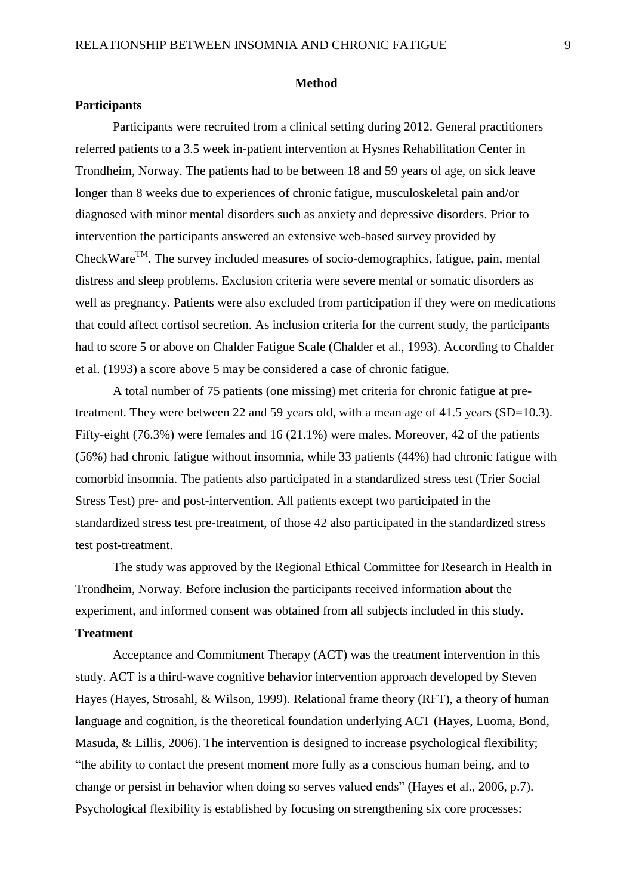# Method

## Participants

Participants were recruited from a clinical setting during 2012. General practitioners referred patients to a 3.5 week in-patient intervention at Hysnes Rehabilitation Center in Trondheim, Norway. The patients had to be between 18 and 59 years of age, on sick leave longer than 8 weeks due to experiences of chronic fatigue, musculoskeletal pain and/or diagnosed with minor mental disorders such as anxiety and depressive disorders. Prior to intervention the participants answered an extensive web-based survey provided by CheckWare™. The survey included measures of socio-demographics, fatigue, pain, mental distress and sleep problems. Exclusion criteria were severe mental or somatic disorders as well as pregnancy. Patients were also excluded from participation if they were on medications that could affect cortisol secretion. As inclusion criteria for the current study, the participants had to score 5 or above on Chalder Fatigue Scale (Chalder et al., 1993). According to Chalder et al. (1993) a score above 5 may be considered a case of chronic fatigue.

A total number of 75 patients (one missing) met criteria for chronic fatigue at pre-treatment. They were between 22 and 59 years old, with a mean age of 41.5 years (SD=10.3). Fifty-eight (76.3%) were females and 16 (21.1%) were males. Moreover, 42 of the patients (56%) had chronic fatigue without insomnia, while 33 patients (44%) had chronic fatigue with comorbid insomnia. The patients also participated in a standardized stress test (Trier Social Stress Test) pre- and post-intervention. All patients except two participated in the standardized stress test pre-treatment, of those 42 also participated in the standardized stress test post-treatment.

The study was approved by the Regional Ethical Committee for Research in Health in Trondheim, Norway. Before inclusion the participants received information about the experiment, and informed consent was obtained from all subjects included in this study.

## Treatment

Acceptance and Commitment Therapy (ACT) was the treatment intervention in this study. ACT is a third-wave cognitive behavior intervention approach developed by Steven Hayes (Hayes, Strosahl, & Wilson, 1999). Relational frame theory (RFT), a theory of human language and cognition, is the theoretical foundation underlying ACT (Hayes, Luoma, Bond, Masuda, & Lillis, 2006). The intervention is designed to increase psychological flexibility; "the ability to contact the present moment more fully as a conscious human being, and to change or persist in behavior when doing so serves valued ends" (Hayes et al., 2006, p.7). Psychological flexibility is established by focusing on strengthening six core processes: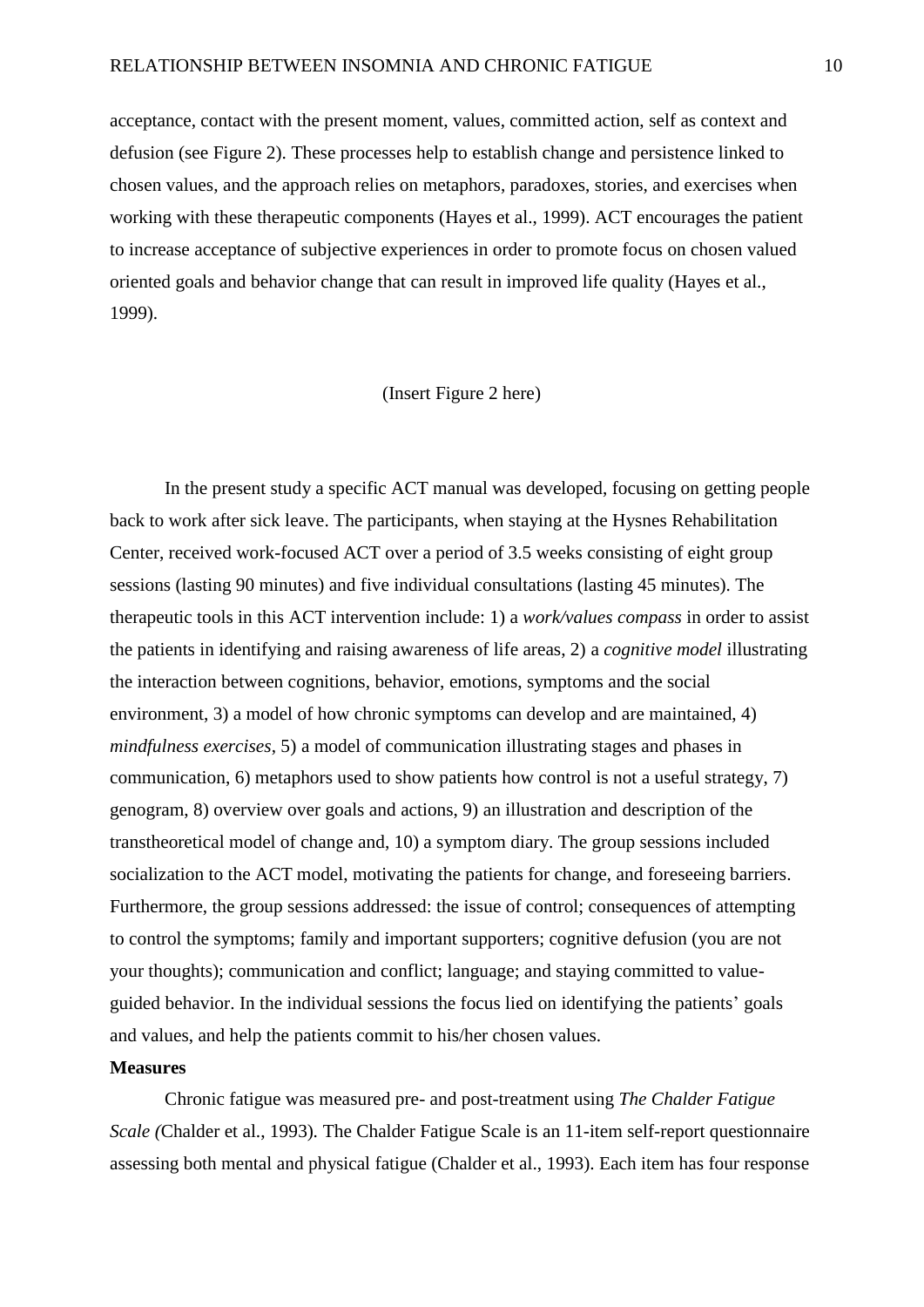acceptance, contact with the present moment, values, committed action, self as context and defusion (see Figure 2). These processes help to establish change and persistence linked to chosen values, and the approach relies on metaphors, paradoxes, stories, and exercises when working with these therapeutic components (Hayes et al., 1999). ACT encourages the patient to increase acceptance of subjective experiences in order to promote focus on chosen valued oriented goals and behavior change that can result in improved life quality (Hayes et al., 1999).

(Insert Figure 2 here)

In the present study a specific ACT manual was developed, focusing on getting people back to work after sick leave. The participants, when staying at the Hysnes Rehabilitation Center, received work-focused ACT over a period of 3.5 weeks consisting of eight group sessions (lasting 90 minutes) and five individual consultations (lasting 45 minutes). The therapeutic tools in this ACT intervention include: 1) a *work/values compass* in order to assist the patients in identifying and raising awareness of life areas, 2) a *cognitive model* illustrating the interaction between cognitions, behavior, emotions, symptoms and the social environment, 3) a model of how chronic symptoms can develop and are maintained, 4) *mindfulness exercises*, 5) a model of communication illustrating stages and phases in communication, 6) metaphors used to show patients how control is not a useful strategy, 7) genogram, 8) overview over goals and actions, 9) an illustration and description of the transtheoretical model of change and, 10) a symptom diary. The group sessions included socialization to the ACT model, motivating the patients for change, and foreseeing barriers. Furthermore, the group sessions addressed: the issue of control; consequences of attempting to control the symptoms; family and important supporters; cognitive defusion (you are not your thoughts); communication and conflict; language; and staying committed to value-guided behavior. In the individual sessions the focus lied on identifying the patients' goals and values, and help the patients commit to his/her chosen values.

**Measures**

Chronic fatigue was measured pre- and post-treatment using *The Chalder Fatigue Scale (*Chalder et al., 1993)*.* The Chalder Fatigue Scale is an 11-item self-report questionnaire assessing both mental and physical fatigue (Chalder et al., 1993). Each item has four response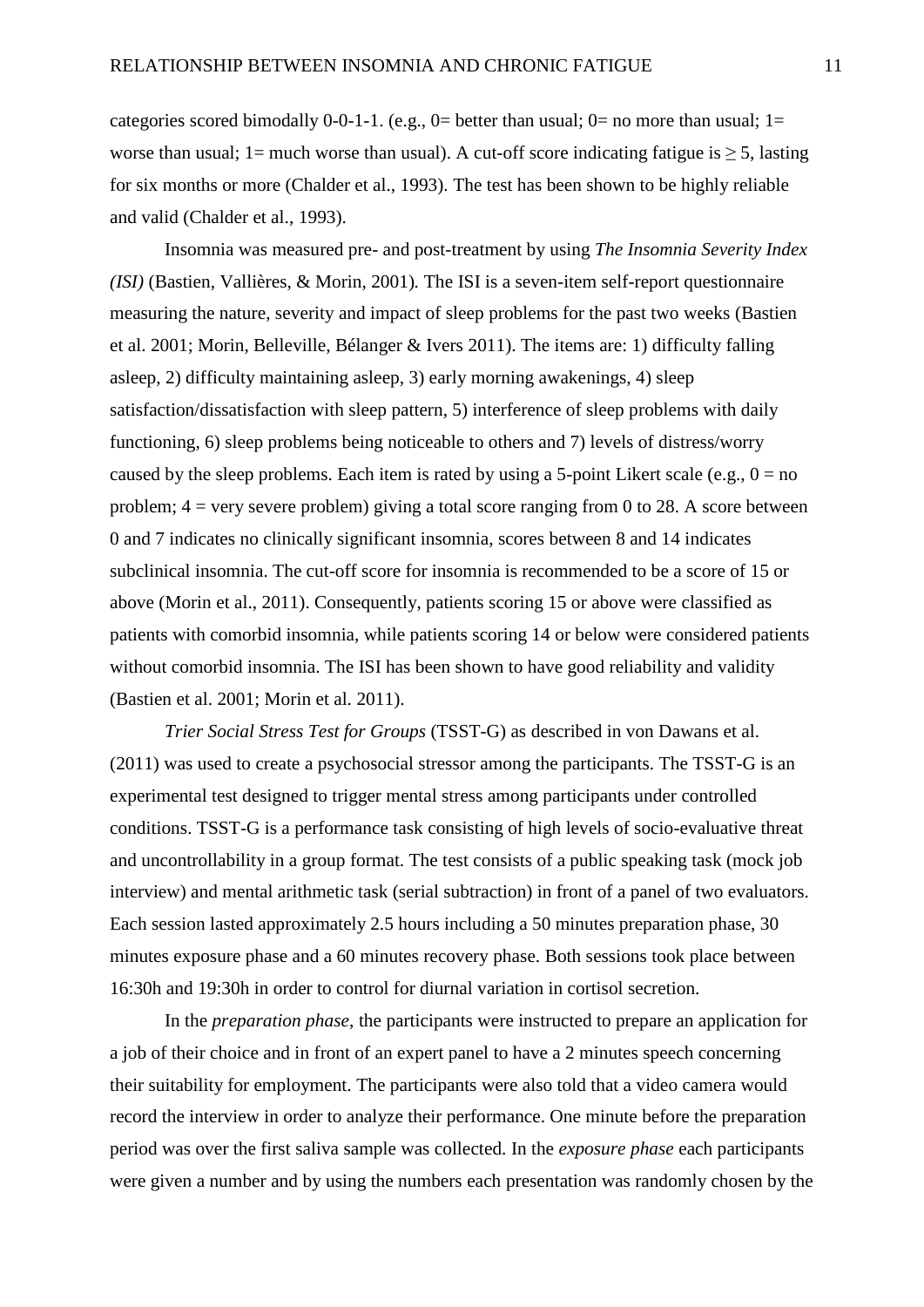categories scored bimodally 0-0-1-1. (e.g., 0= better than usual; 0= no more than usual; 1= worse than usual; 1= much worse than usual). A cut-off score indicating fatigue is ≥ 5, lasting for six months or more (Chalder et al., 1993). The test has been shown to be highly reliable and valid (Chalder et al., 1993).

Insomnia was measured pre- and post-treatment by using *The Insomnia Severity Index (ISI)* (Bastien, Vallières, & Morin, 2001). The ISI is a seven-item self-report questionnaire measuring the nature, severity and impact of sleep problems for the past two weeks (Bastien et al. 2001; Morin, Belleville, Bélanger & Ivers 2011). The items are: 1) difficulty falling asleep, 2) difficulty maintaining asleep, 3) early morning awakenings, 4) sleep satisfaction/dissatisfaction with sleep pattern, 5) interference of sleep problems with daily functioning, 6) sleep problems being noticeable to others and 7) levels of distress/worry caused by the sleep problems. Each item is rated by using a 5-point Likert scale (e.g., 0 = no problem; 4 = very severe problem) giving a total score ranging from 0 to 28. A score between 0 and 7 indicates no clinically significant insomnia, scores between 8 and 14 indicates subclinical insomnia. The cut-off score for insomnia is recommended to be a score of 15 or above (Morin et al., 2011). Consequently, patients scoring 15 or above were classified as patients with comorbid insomnia, while patients scoring 14 or below were considered patients without comorbid insomnia. The ISI has been shown to have good reliability and validity (Bastien et al. 2001; Morin et al. 2011).

*Trier Social Stress Test for Groups* (TSST-G) as described in von Dawans et al. (2011) was used to create a psychosocial stressor among the participants. The TSST-G is an experimental test designed to trigger mental stress among participants under controlled conditions. TSST-G is a performance task consisting of high levels of socio-evaluative threat and uncontrollability in a group format. The test consists of a public speaking task (mock job interview) and mental arithmetic task (serial subtraction) in front of a panel of two evaluators. Each session lasted approximately 2.5 hours including a 50 minutes preparation phase, 30 minutes exposure phase and a 60 minutes recovery phase. Both sessions took place between 16:30h and 19:30h in order to control for diurnal variation in cortisol secretion.

In the *preparation phase*, the participants were instructed to prepare an application for a job of their choice and in front of an expert panel to have a 2 minutes speech concerning their suitability for employment. The participants were also told that a video camera would record the interview in order to analyze their performance. One minute before the preparation period was over the first saliva sample was collected. In the *exposure phase* each participants were given a number and by using the numbers each presentation was randomly chosen by the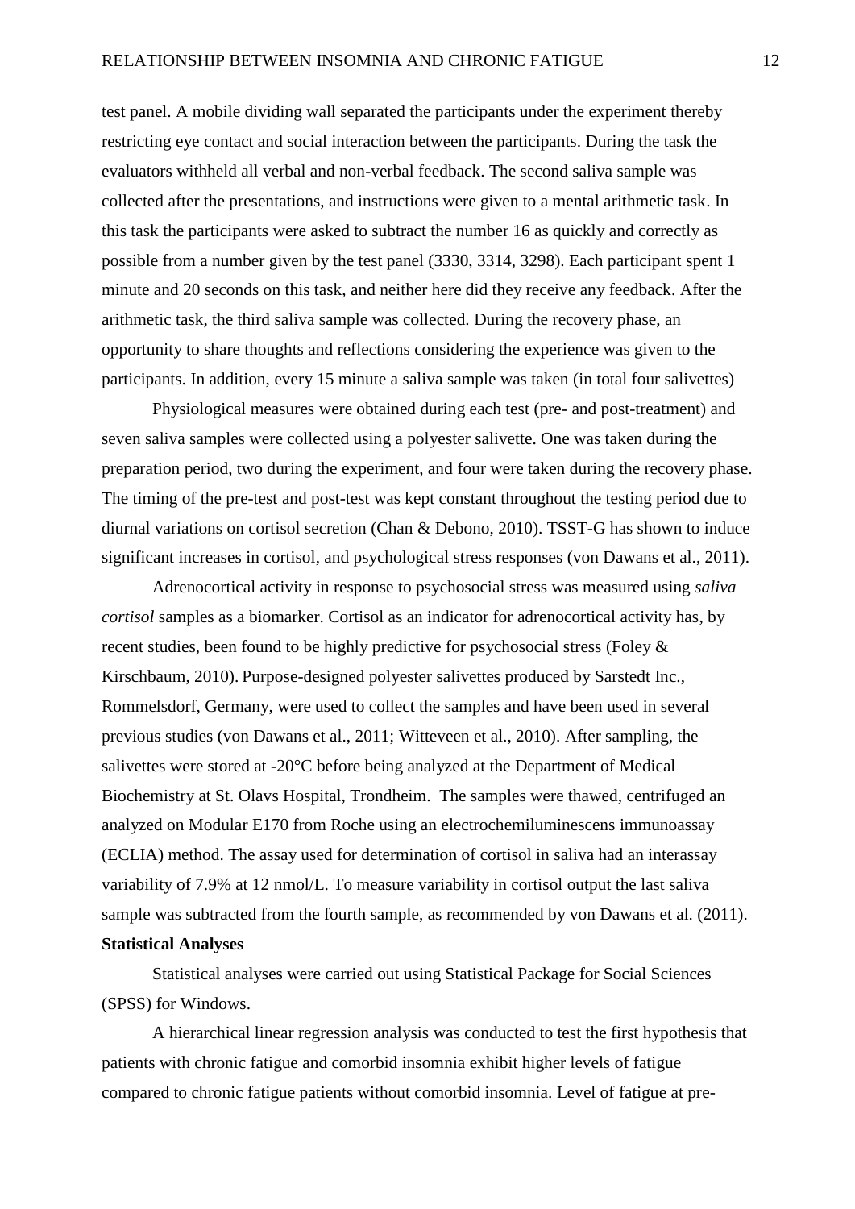test panel. A mobile dividing wall separated the participants under the experiment thereby restricting eye contact and social interaction between the participants. During the task the evaluators withheld all verbal and non-verbal feedback. The second saliva sample was collected after the presentations, and instructions were given to a mental arithmetic task. In this task the participants were asked to subtract the number 16 as quickly and correctly as possible from a number given by the test panel (3330, 3314, 3298). Each participant spent 1 minute and 20 seconds on this task, and neither here did they receive any feedback. After the arithmetic task, the third saliva sample was collected. During the recovery phase, an opportunity to share thoughts and reflections considering the experience was given to the participants. In addition, every 15 minute a saliva sample was taken (in total four salivettes)

Physiological measures were obtained during each test (pre- and post-treatment) and seven saliva samples were collected using a polyester salivette. One was taken during the preparation period, two during the experiment, and four were taken during the recovery phase. The timing of the pre-test and post-test was kept constant throughout the testing period due to diurnal variations on cortisol secretion (Chan & Debono, 2010). TSST-G has shown to induce significant increases in cortisol, and psychological stress responses (von Dawans et al., 2011).

Adrenocortical activity in response to psychosocial stress was measured using *saliva cortisol* samples as a biomarker. Cortisol as an indicator for adrenocortical activity has, by recent studies, been found to be highly predictive for psychosocial stress (Foley & Kirschbaum, 2010). Purpose-designed polyester salivettes produced by Sarstedt Inc., Rommelsdorf, Germany, were used to collect the samples and have been used in several previous studies (von Dawans et al., 2011; Witteveen et al., 2010). After sampling, the salivettes were stored at -20°C before being analyzed at the Department of Medical Biochemistry at St. Olavs Hospital, Trondheim. The samples were thawed, centrifuged an analyzed on Modular E170 from Roche using an electrochemiluminescens immunoassay (ECLIA) method. The assay used for determination of cortisol in saliva had an interassay variability of 7.9% at 12 nmol/L. To measure variability in cortisol output the last saliva sample was subtracted from the fourth sample, as recommended by von Dawans et al. (2011).

**Statistical Analyses**

Statistical analyses were carried out using Statistical Package for Social Sciences (SPSS) for Windows.

A hierarchical linear regression analysis was conducted to test the first hypothesis that patients with chronic fatigue and comorbid insomnia exhibit higher levels of fatigue compared to chronic fatigue patients without comorbid insomnia. Level of fatigue at pre-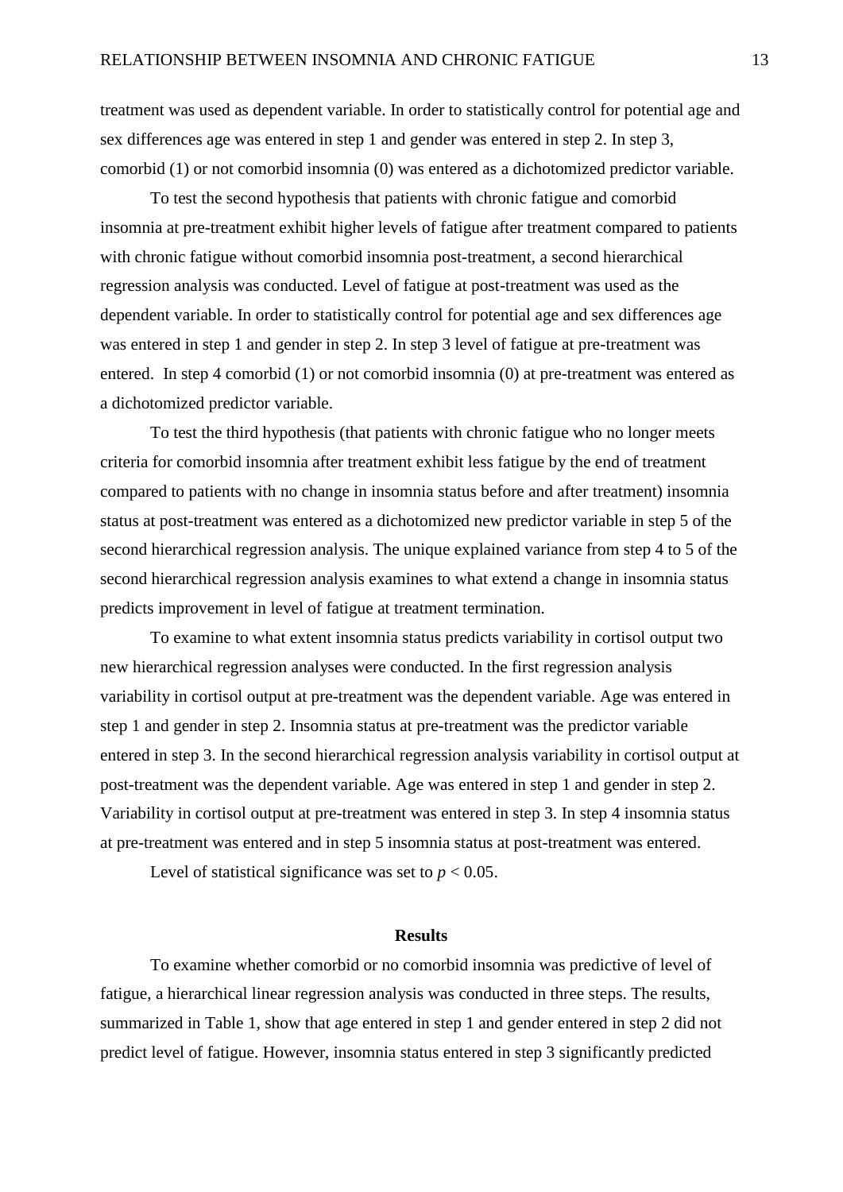treatment was used as dependent variable. In order to statistically control for potential age and sex differences age was entered in step 1 and gender was entered in step 2. In step 3, comorbid (1) or not comorbid insomnia (0) was entered as a dichotomized predictor variable.

To test the second hypothesis that patients with chronic fatigue and comorbid insomnia at pre-treatment exhibit higher levels of fatigue after treatment compared to patients with chronic fatigue without comorbid insomnia post-treatment, a second hierarchical regression analysis was conducted. Level of fatigue at post-treatment was used as the dependent variable. In order to statistically control for potential age and sex differences age was entered in step 1 and gender in step 2. In step 3 level of fatigue at pre-treatment was entered. In step 4 comorbid (1) or not comorbid insomnia (0) at pre-treatment was entered as a dichotomized predictor variable.

To test the third hypothesis (that patients with chronic fatigue who no longer meets criteria for comorbid insomnia after treatment exhibit less fatigue by the end of treatment compared to patients with no change in insomnia status before and after treatment) insomnia status at post-treatment was entered as a dichotomized new predictor variable in step 5 of the second hierarchical regression analysis. The unique explained variance from step 4 to 5 of the second hierarchical regression analysis examines to what extend a change in insomnia status predicts improvement in level of fatigue at treatment termination.

To examine to what extent insomnia status predicts variability in cortisol output two new hierarchical regression analyses were conducted. In the first regression analysis variability in cortisol output at pre-treatment was the dependent variable. Age was entered in step 1 and gender in step 2. Insomnia status at pre-treatment was the predictor variable entered in step 3. In the second hierarchical regression analysis variability in cortisol output at post-treatment was the dependent variable. Age was entered in step 1 and gender in step 2. Variability in cortisol output at pre-treatment was entered in step 3. In step 4 insomnia status at pre-treatment was entered and in step 5 insomnia status at post-treatment was entered.

Level of statistical significance was set to $p < 0.05$.

## Results

To examine whether comorbid or no comorbid insomnia was predictive of level of fatigue, a hierarchical linear regression analysis was conducted in three steps. The results, summarized in Table 1, show that age entered in step 1 and gender entered in step 2 did not predict level of fatigue. However, insomnia status entered in step 3 significantly predicted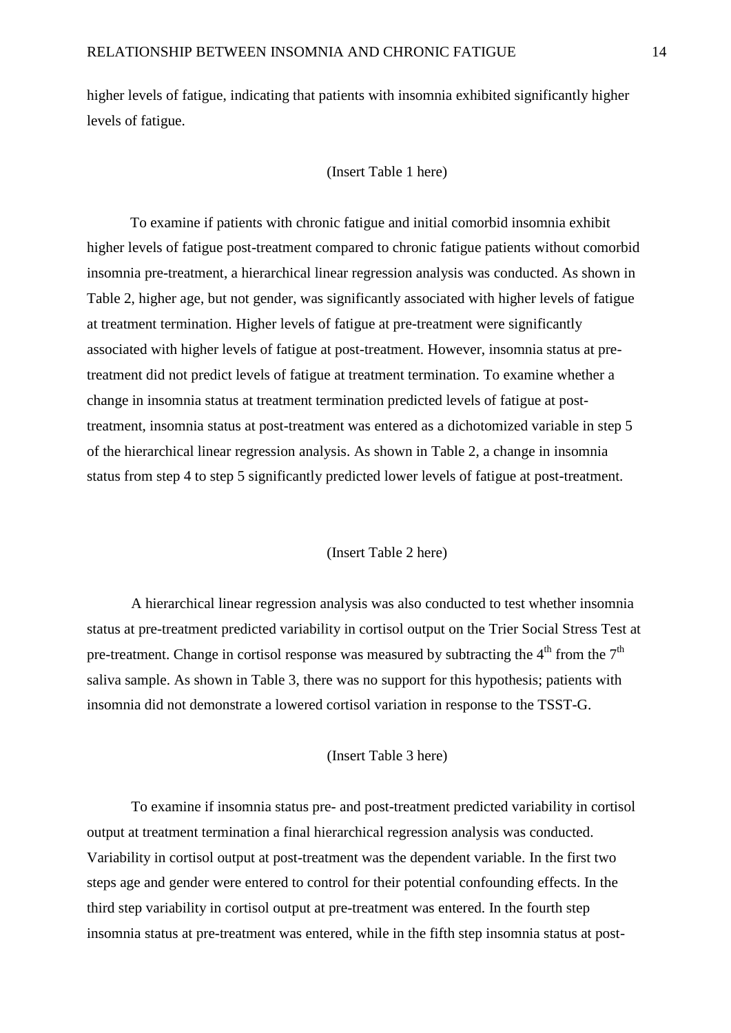higher levels of fatigue, indicating that patients with insomnia exhibited significantly higher levels of fatigue.

(Insert Table 1 here)

To examine if patients with chronic fatigue and initial comorbid insomnia exhibit higher levels of fatigue post-treatment compared to chronic fatigue patients without comorbid insomnia pre-treatment, a hierarchical linear regression analysis was conducted. As shown in Table 2, higher age, but not gender, was significantly associated with higher levels of fatigue at treatment termination. Higher levels of fatigue at pre-treatment were significantly associated with higher levels of fatigue at post-treatment. However, insomnia status at pre-treatment did not predict levels of fatigue at treatment termination. To examine whether a change in insomnia status at treatment termination predicted levels of fatigue at post-treatment, insomnia status at post-treatment was entered as a dichotomized variable in step 5 of the hierarchical linear regression analysis. As shown in Table 2, a change in insomnia status from step 4 to step 5 significantly predicted lower levels of fatigue at post-treatment.

(Insert Table 2 here)

A hierarchical linear regression analysis was also conducted to test whether insomnia status at pre-treatment predicted variability in cortisol output on the Trier Social Stress Test at pre-treatment. Change in cortisol response was measured by subtracting the 4$^{th}$ from the 7$^{th}$ saliva sample. As shown in Table 3, there was no support for this hypothesis; patients with insomnia did not demonstrate a lowered cortisol variation in response to the TSST-G.

(Insert Table 3 here)

To examine if insomnia status pre- and post-treatment predicted variability in cortisol output at treatment termination a final hierarchical regression analysis was conducted. Variability in cortisol output at post-treatment was the dependent variable. In the first two steps age and gender were entered to control for their potential confounding effects. In the third step variability in cortisol output at pre-treatment was entered. In the fourth step insomnia status at pre-treatment was entered, while in the fifth step insomnia status at post-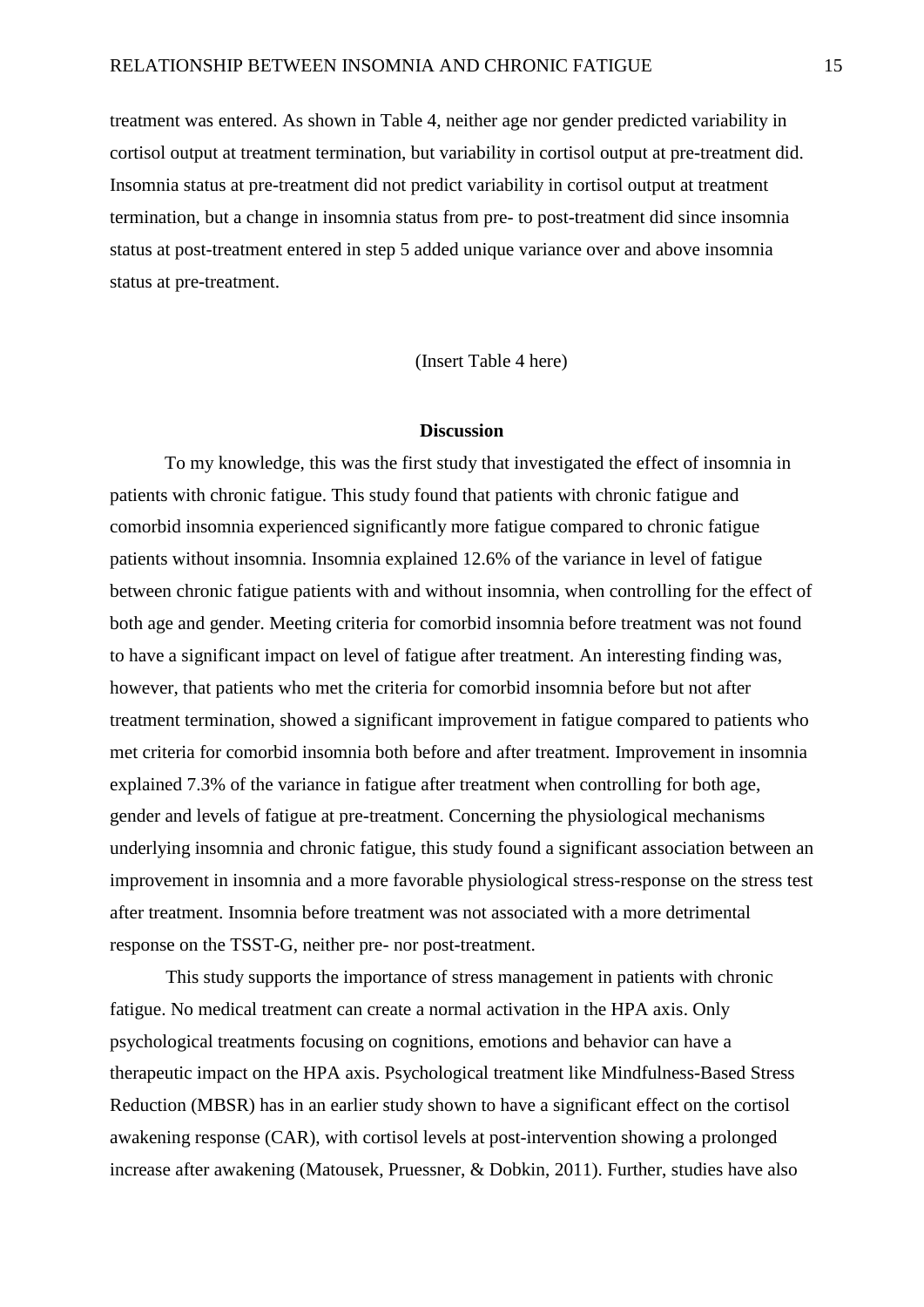treatment was entered. As shown in Table 4, neither age nor gender predicted variability in cortisol output at treatment termination, but variability in cortisol output at pre-treatment did. Insomnia status at pre-treatment did not predict variability in cortisol output at treatment termination, but a change in insomnia status from pre- to post-treatment did since insomnia status at post-treatment entered in step 5 added unique variance over and above insomnia status at pre-treatment.

(Insert Table 4 here)

## Discussion

To my knowledge, this was the first study that investigated the effect of insomnia in patients with chronic fatigue. This study found that patients with chronic fatigue and comorbid insomnia experienced significantly more fatigue compared to chronic fatigue patients without insomnia. Insomnia explained 12.6% of the variance in level of fatigue between chronic fatigue patients with and without insomnia, when controlling for the effect of both age and gender. Meeting criteria for comorbid insomnia before treatment was not found to have a significant impact on level of fatigue after treatment. An interesting finding was, however, that patients who met the criteria for comorbid insomnia before but not after treatment termination, showed a significant improvement in fatigue compared to patients who met criteria for comorbid insomnia both before and after treatment. Improvement in insomnia explained 7.3% of the variance in fatigue after treatment when controlling for both age, gender and levels of fatigue at pre-treatment. Concerning the physiological mechanisms underlying insomnia and chronic fatigue, this study found a significant association between an improvement in insomnia and a more favorable physiological stress-response on the stress test after treatment. Insomnia before treatment was not associated with a more detrimental response on the TSST-G, neither pre- nor post-treatment.

This study supports the importance of stress management in patients with chronic fatigue. No medical treatment can create a normal activation in the HPA axis. Only psychological treatments focusing on cognitions, emotions and behavior can have a therapeutic impact on the HPA axis. Psychological treatment like Mindfulness-Based Stress Reduction (MBSR) has in an earlier study shown to have a significant effect on the cortisol awakening response (CAR), with cortisol levels at post-intervention showing a prolonged increase after awakening (Matousek, Pruessner, & Dobkin, 2011). Further, studies have also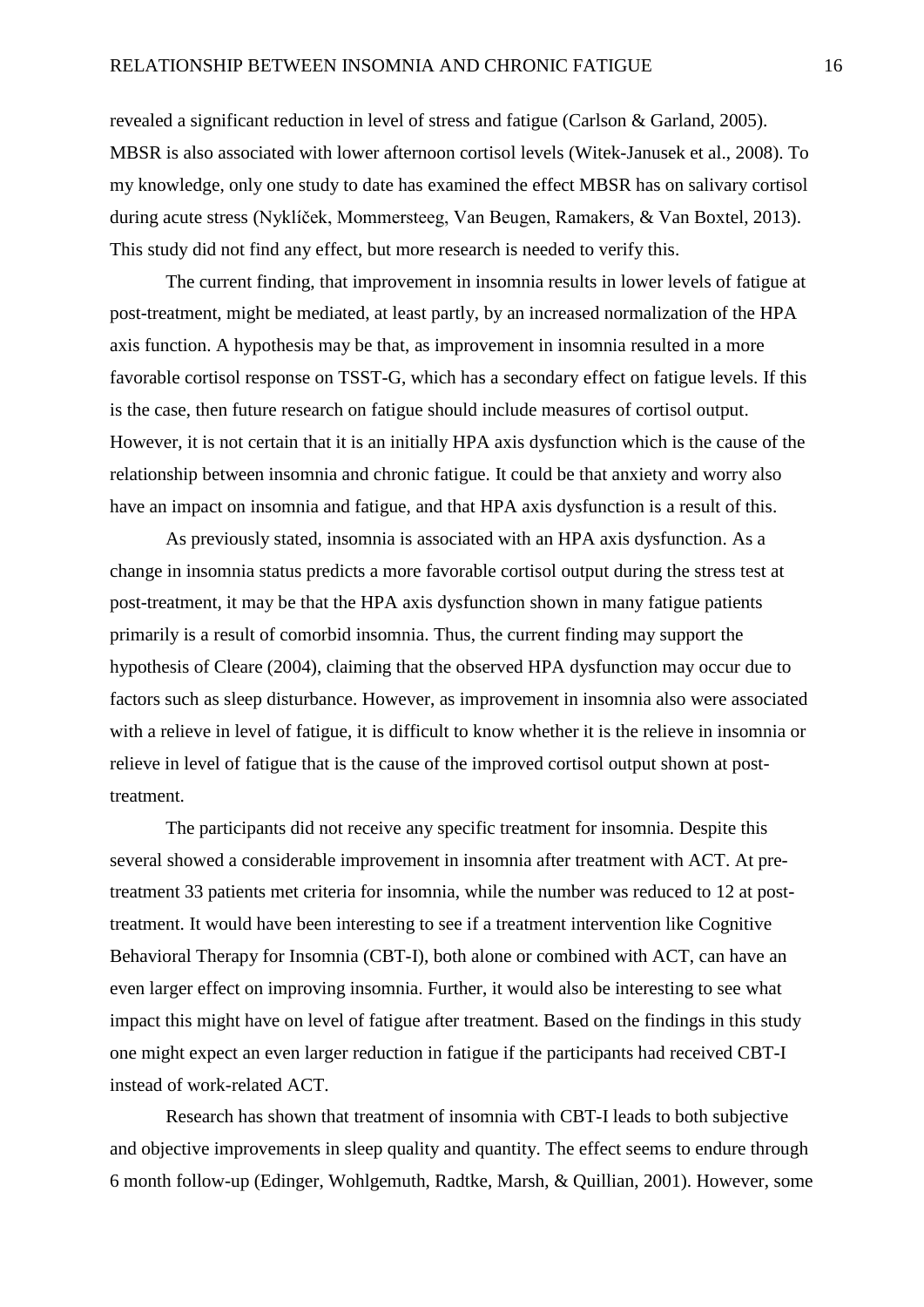revealed a significant reduction in level of stress and fatigue (Carlson & Garland, 2005). MBSR is also associated with lower afternoon cortisol levels (Witek-Janusek et al., 2008). To my knowledge, only one study to date has examined the effect MBSR has on salivary cortisol during acute stress (Nyklíček, Mommersteeg, Van Beugen, Ramakers, & Van Boxtel, 2013). This study did not find any effect, but more research is needed to verify this.

The current finding, that improvement in insomnia results in lower levels of fatigue at post-treatment, might be mediated, at least partly, by an increased normalization of the HPA axis function. A hypothesis may be that, as improvement in insomnia resulted in a more favorable cortisol response on TSST-G, which has a secondary effect on fatigue levels. If this is the case, then future research on fatigue should include measures of cortisol output. However, it is not certain that it is an initially HPA axis dysfunction which is the cause of the relationship between insomnia and chronic fatigue. It could be that anxiety and worry also have an impact on insomnia and fatigue, and that HPA axis dysfunction is a result of this.

As previously stated, insomnia is associated with an HPA axis dysfunction. As a change in insomnia status predicts a more favorable cortisol output during the stress test at post-treatment, it may be that the HPA axis dysfunction shown in many fatigue patients primarily is a result of comorbid insomnia. Thus, the current finding may support the hypothesis of Cleare (2004), claiming that the observed HPA dysfunction may occur due to factors such as sleep disturbance. However, as improvement in insomnia also were associated with a relieve in level of fatigue, it is difficult to know whether it is the relieve in insomnia or relieve in level of fatigue that is the cause of the improved cortisol output shown at post-treatment.

The participants did not receive any specific treatment for insomnia. Despite this several showed a considerable improvement in insomnia after treatment with ACT. At pre-treatment 33 patients met criteria for insomnia, while the number was reduced to 12 at post-treatment. It would have been interesting to see if a treatment intervention like Cognitive Behavioral Therapy for Insomnia (CBT-I), both alone or combined with ACT, can have an even larger effect on improving insomnia. Further, it would also be interesting to see what impact this might have on level of fatigue after treatment. Based on the findings in this study one might expect an even larger reduction in fatigue if the participants had received CBT-I instead of work-related ACT.

Research has shown that treatment of insomnia with CBT-I leads to both subjective and objective improvements in sleep quality and quantity. The effect seems to endure through 6 month follow-up (Edinger, Wohlgemuth, Radtke, Marsh, & Quillian, 2001). However, some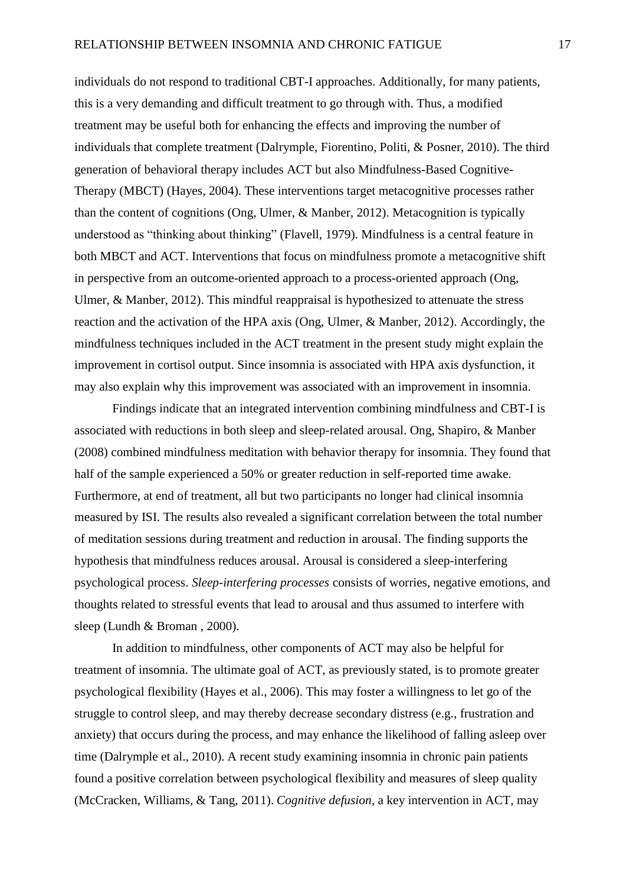individuals do not respond to traditional CBT-I approaches. Additionally, for many patients, this is a very demanding and difficult treatment to go through with. Thus, a modified treatment may be useful both for enhancing the effects and improving the number of individuals that complete treatment (Dalrymple, Fiorentino, Politi, & Posner, 2010). The third generation of behavioral therapy includes ACT but also Mindfulness-Based Cognitive-Therapy (MBCT) (Hayes, 2004). These interventions target metacognitive processes rather than the content of cognitions (Ong, Ulmer, & Manber, 2012). Metacognition is typically understood as "thinking about thinking" (Flavell, 1979). Mindfulness is a central feature in both MBCT and ACT. Interventions that focus on mindfulness promote a metacognitive shift in perspective from an outcome-oriented approach to a process-oriented approach (Ong, Ulmer, & Manber, 2012). This mindful reappraisal is hypothesized to attenuate the stress reaction and the activation of the HPA axis (Ong, Ulmer, & Manber, 2012). Accordingly, the mindfulness techniques included in the ACT treatment in the present study might explain the improvement in cortisol output. Since insomnia is associated with HPA axis dysfunction, it may also explain why this improvement was associated with an improvement in insomnia.

Findings indicate that an integrated intervention combining mindfulness and CBT-I is associated with reductions in both sleep and sleep-related arousal. Ong, Shapiro, & Manber (2008) combined mindfulness meditation with behavior therapy for insomnia. They found that half of the sample experienced a 50% or greater reduction in self-reported time awake. Furthermore, at end of treatment, all but two participants no longer had clinical insomnia measured by ISI. The results also revealed a significant correlation between the total number of meditation sessions during treatment and reduction in arousal. The finding supports the hypothesis that mindfulness reduces arousal. Arousal is considered a sleep-interfering psychological process. *Sleep-interfering processes* consists of worries, negative emotions, and thoughts related to stressful events that lead to arousal and thus assumed to interfere with sleep (Lundh & Broman , 2000).

In addition to mindfulness, other components of ACT may also be helpful for treatment of insomnia. The ultimate goal of ACT, as previously stated, is to promote greater psychological flexibility (Hayes et al., 2006). This may foster a willingness to let go of the struggle to control sleep, and may thereby decrease secondary distress (e.g., frustration and anxiety) that occurs during the process, and may enhance the likelihood of falling asleep over time (Dalrymple et al., 2010). A recent study examining insomnia in chronic pain patients found a positive correlation between psychological flexibility and measures of sleep quality (McCracken, Williams, & Tang, 2011). *Cognitive defusion*, a key intervention in ACT, may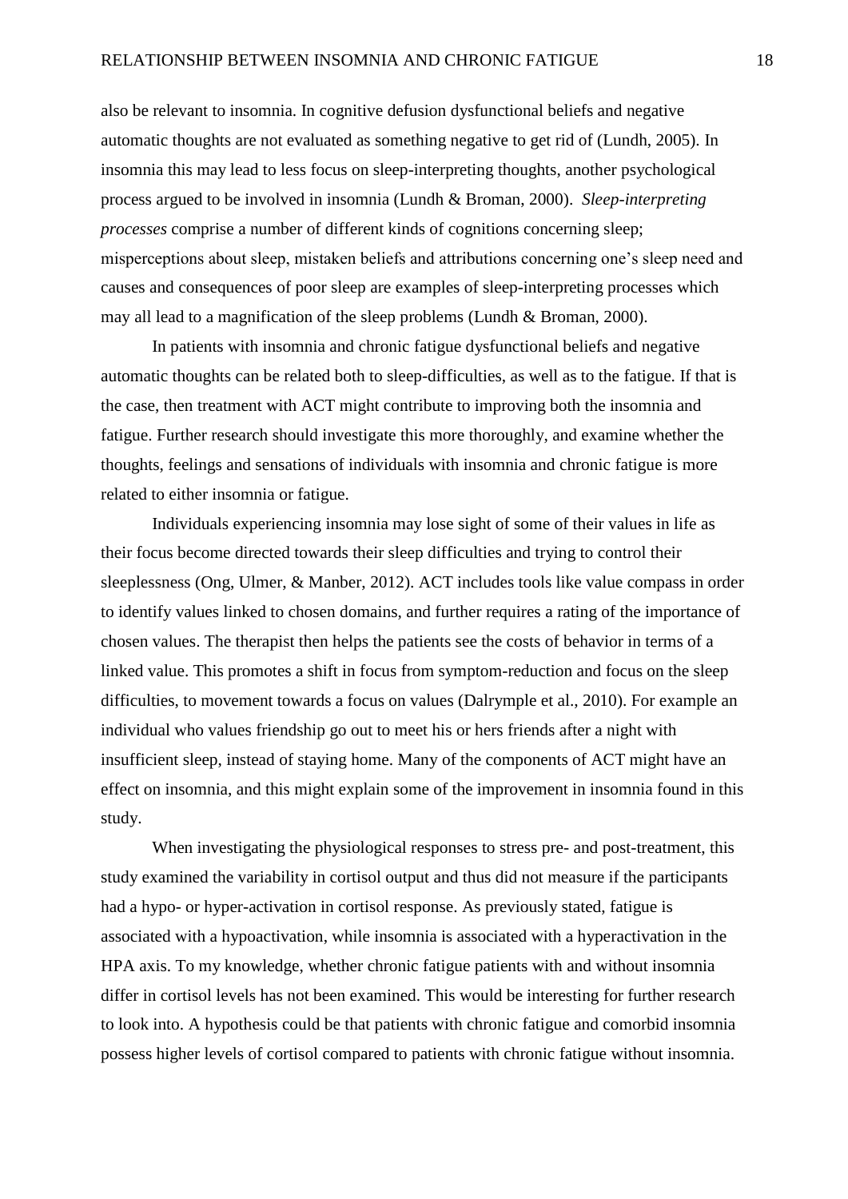also be relevant to insomnia. In cognitive defusion dysfunctional beliefs and negative automatic thoughts are not evaluated as something negative to get rid of (Lundh, 2005). In insomnia this may lead to less focus on sleep-interpreting thoughts, another psychological process argued to be involved in insomnia (Lundh & Broman, 2000). *Sleep-interpreting processes* comprise a number of different kinds of cognitions concerning sleep; misperceptions about sleep, mistaken beliefs and attributions concerning one's sleep need and causes and consequences of poor sleep are examples of sleep-interpreting processes which may all lead to a magnification of the sleep problems (Lundh & Broman, 2000).

In patients with insomnia and chronic fatigue dysfunctional beliefs and negative automatic thoughts can be related both to sleep-difficulties, as well as to the fatigue. If that is the case, then treatment with ACT might contribute to improving both the insomnia and fatigue. Further research should investigate this more thoroughly, and examine whether the thoughts, feelings and sensations of individuals with insomnia and chronic fatigue is more related to either insomnia or fatigue.

Individuals experiencing insomnia may lose sight of some of their values in life as their focus become directed towards their sleep difficulties and trying to control their sleeplessness (Ong, Ulmer, & Manber, 2012). ACT includes tools like value compass in order to identify values linked to chosen domains, and further requires a rating of the importance of chosen values. The therapist then helps the patients see the costs of behavior in terms of a linked value. This promotes a shift in focus from symptom-reduction and focus on the sleep difficulties, to movement towards a focus on values (Dalrymple et al., 2010). For example an individual who values friendship go out to meet his or hers friends after a night with insufficient sleep, instead of staying home. Many of the components of ACT might have an effect on insomnia, and this might explain some of the improvement in insomnia found in this study.

When investigating the physiological responses to stress pre- and post-treatment, this study examined the variability in cortisol output and thus did not measure if the participants had a hypo- or hyper-activation in cortisol response. As previously stated, fatigue is associated with a hypoactivation, while insomnia is associated with a hyperactivation in the HPA axis. To my knowledge, whether chronic fatigue patients with and without insomnia differ in cortisol levels has not been examined. This would be interesting for further research to look into. A hypothesis could be that patients with chronic fatigue and comorbid insomnia possess higher levels of cortisol compared to patients with chronic fatigue without insomnia.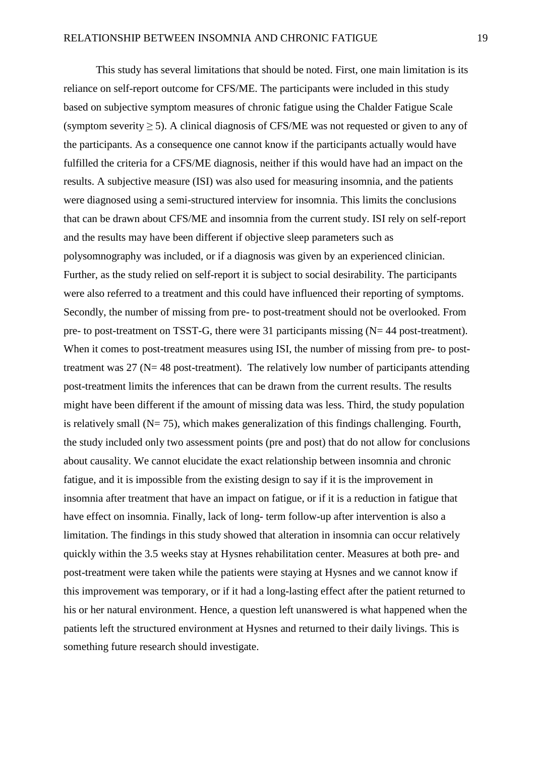This study has several limitations that should be noted. First, one main limitation is its reliance on self-report outcome for CFS/ME. The participants were included in this study based on subjective symptom measures of chronic fatigue using the Chalder Fatigue Scale (symptom severity $\geq 5$). A clinical diagnosis of CFS/ME was not requested or given to any of the participants. As a consequence one cannot know if the participants actually would have fulfilled the criteria for a CFS/ME diagnosis, neither if this would have had an impact on the results. A subjective measure (ISI) was also used for measuring insomnia, and the patients were diagnosed using a semi-structured interview for insomnia. This limits the conclusions that can be drawn about CFS/ME and insomnia from the current study. ISI rely on self-report and the results may have been different if objective sleep parameters such as polysomnography was included, or if a diagnosis was given by an experienced clinician. Further, as the study relied on self-report it is subject to social desirability. The participants were also referred to a treatment and this could have influenced their reporting of symptoms. Secondly, the number of missing from pre- to post-treatment should not be overlooked. From pre- to post-treatment on TSST-G, there were 31 participants missing (N= 44 post-treatment). When it comes to post-treatment measures using ISI, the number of missing from pre- to post-treatment was 27 (N= 48 post-treatment). The relatively low number of participants attending post-treatment limits the inferences that can be drawn from the current results. The results might have been different if the amount of missing data was less. Third, the study population is relatively small (N= 75), which makes generalization of this findings challenging. Fourth, the study included only two assessment points (pre and post) that do not allow for conclusions about causality. We cannot elucidate the exact relationship between insomnia and chronic fatigue, and it is impossible from the existing design to say if it is the improvement in insomnia after treatment that have an impact on fatigue, or if it is a reduction in fatigue that have effect on insomnia. Finally, lack of long- term follow-up after intervention is also a limitation. The findings in this study showed that alteration in insomnia can occur relatively quickly within the 3.5 weeks stay at Hysnes rehabilitation center. Measures at both pre- and post-treatment were taken while the patients were staying at Hysnes and we cannot know if this improvement was temporary, or if it had a long-lasting effect after the patient returned to his or her natural environment. Hence, a question left unanswered is what happened when the patients left the structured environment at Hysnes and returned to their daily livings. This is something future research should investigate.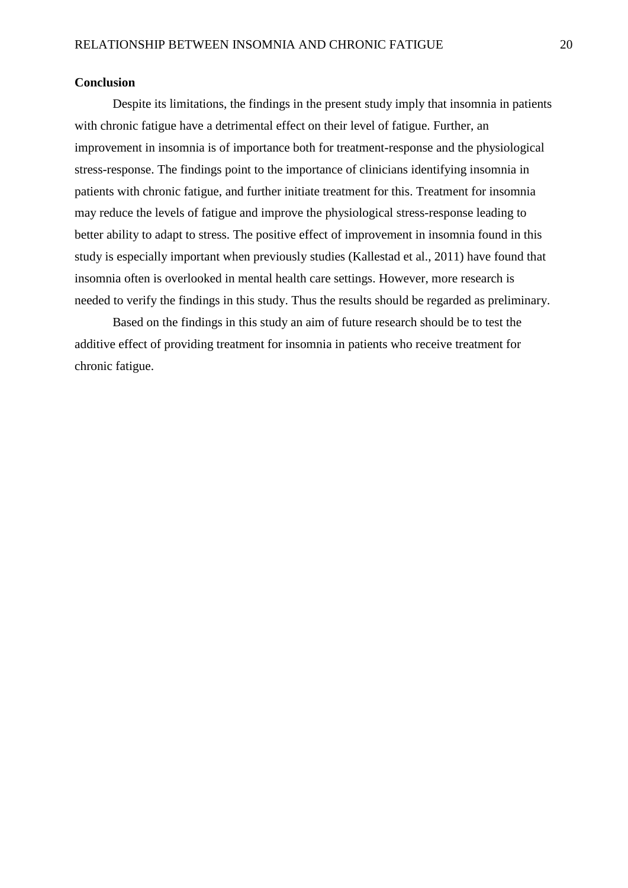## Conclusion

Despite its limitations, the findings in the present study imply that insomnia in patients with chronic fatigue have a detrimental effect on their level of fatigue. Further, an improvement in insomnia is of importance both for treatment-response and the physiological stress-response. The findings point to the importance of clinicians identifying insomnia in patients with chronic fatigue, and further initiate treatment for this. Treatment for insomnia may reduce the levels of fatigue and improve the physiological stress-response leading to better ability to adapt to stress. The positive effect of improvement in insomnia found in this study is especially important when previously studies (Kallestad et al., 2011) have found that insomnia often is overlooked in mental health care settings. However, more research is needed to verify the findings in this study. Thus the results should be regarded as preliminary.

Based on the findings in this study an aim of future research should be to test the additive effect of providing treatment for insomnia in patients who receive treatment for chronic fatigue.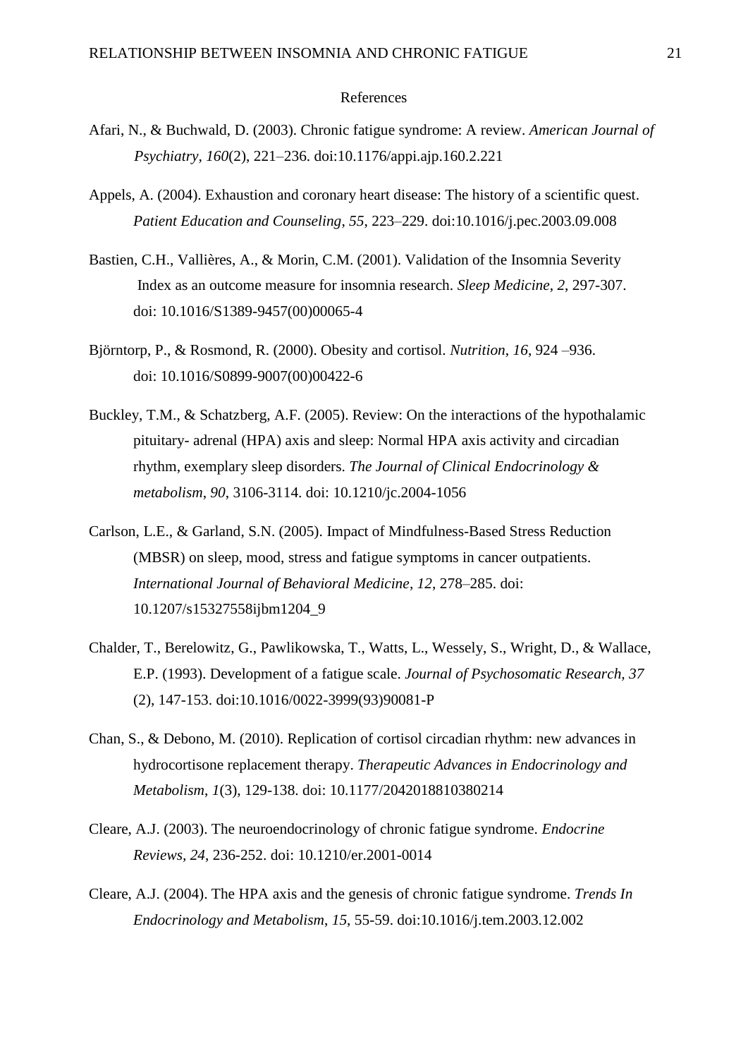# References

Afari, N., & Buchwald, D. (2003). Chronic fatigue syndrome: A review. *American Journal of Psychiatry, 160*(2), 221–236. doi:10.1176/appi.ajp.160.2.221

Appels, A. (2004). Exhaustion and coronary heart disease: The history of a scientific quest. *Patient Education and Counseling, 55*, 223–229. doi:10.1016/j.pec.2003.09.008

Bastien, C.H., Vallières, A., & Morin, C.M. (2001). Validation of the Insomnia Severity Index as an outcome measure for insomnia research. *Sleep Medicine*, *2*, 297-307. doi: 10.1016/S1389-9457(00)00065-4

Björntorp, P., & Rosmond, R. (2000). Obesity and cortisol. *Nutrition*, *16*, 924 –936. doi: 10.1016/S0899-9007(00)00422-6

Buckley, T.M., & Schatzberg, A.F. (2005). Review: On the interactions of the hypothalamic pituitary- adrenal (HPA) axis and sleep: Normal HPA axis activity and circadian rhythm, exemplary sleep disorders. *The Journal of Clinical Endocrinology & metabolism*, *90*, 3106-3114. doi: 10.1210/jc.2004-1056

Carlson, L.E., & Garland, S.N. (2005). Impact of Mindfulness-Based Stress Reduction (MBSR) on sleep, mood, stress and fatigue symptoms in cancer outpatients. *International Journal of Behavioral Medicine*, *12*, 278–285. doi: 10.1207/s15327558ijbm1204_9

Chalder, T., Berelowitz, G., Pawlikowska, T., Watts, L., Wessely, S., Wright, D., & Wallace, E.P. (1993). Development of a fatigue scale. *Journal of Psychosomatic Research, 37* (2), 147-153. doi:10.1016/0022-3999(93)90081-P

Chan, S., & Debono, M. (2010). Replication of cortisol circadian rhythm: new advances in hydrocortisone replacement therapy. *Therapeutic Advances in Endocrinology and Metabolism*, *1*(3), 129-138. doi: 10.1177/2042018810380214

Cleare, A.J. (2003). The neuroendocrinology of chronic fatigue syndrome. *Endocrine Reviews, 24*, 236-252. doi: 10.1210/er.2001-0014

Cleare, A.J. (2004). The HPA axis and the genesis of chronic fatigue syndrome. *Trends In Endocrinology and Metabolism*, *15*, 55-59. doi:10.1016/j.tem.2003.12.002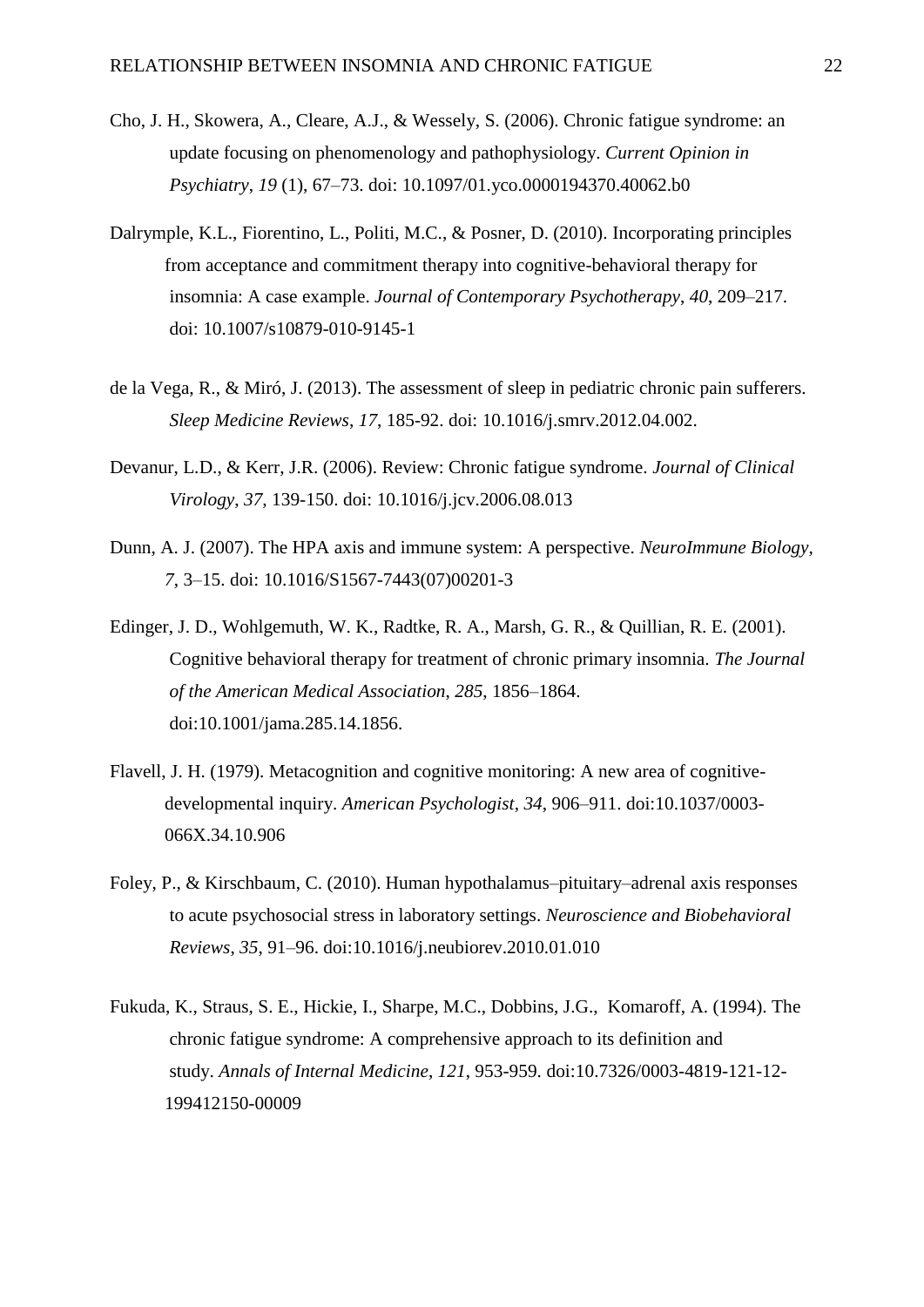Cho, J. H., Skowera, A., Cleare, A.J., & Wessely, S. (2006). Chronic fatigue syndrome: an update focusing on phenomenology and pathophysiology. *Current Opinion in Psychiatry*, *19* (1), 67–73. doi: 10.1097/01.yco.0000194370.40062.b0

Dalrymple, K.L., Fiorentino, L., Politi, M.C., & Posner, D. (2010). Incorporating principles from acceptance and commitment therapy into cognitive-behavioral therapy for insomnia: A case example. *Journal of Contemporary Psychotherapy*, *40*, 209–217. doi: 10.1007/s10879-010-9145-1

de la Vega, R., & Miró, J. (2013). The assessment of sleep in pediatric chronic pain sufferers. *Sleep Medicine Reviews*, *17*, 185-92. doi: 10.1016/j.smrv.2012.04.002.

Devanur, L.D., & Kerr, J.R. (2006). Review: Chronic fatigue syndrome. *Journal of Clinical Virology*, *37,* 139-150. doi: 10.1016/j.jcv.2006.08.013

Dunn, A. J. (2007). The HPA axis and immune system: A perspective. *NeuroImmune Biology*, *7*, 3–15. doi: 10.1016/S1567-7443(07)00201-3

Edinger, J. D., Wohlgemuth, W. K., Radtke, R. A., Marsh, G. R., & Quillian, R. E. (2001). Cognitive behavioral therapy for treatment of chronic primary insomnia. *The Journal of the American Medical Association*, *285*, 1856–1864. doi:10.1001/jama.285.14.1856.

Flavell, J. H. (1979). Metacognition and cognitive monitoring: A new area of cognitive-developmental inquiry. *American Psychologist*, *34*, 906–911. doi:10.1037/0003-066X.34.10.906

Foley, P., & Kirschbaum, C. (2010). Human hypothalamus–pituitary–adrenal axis responses to acute psychosocial stress in laboratory settings. *Neuroscience and Biobehavioral Reviews*, *35*, 91–96. doi:10.1016/j.neubiorev.2010.01.010

Fukuda, K., Straus, S. E., Hickie, I., Sharpe, M.C., Dobbins, J.G., Komaroff, A. (1994). The chronic fatigue syndrome: A comprehensive approach to its definition and study. *Annals of Internal Medicine*, *121*, 953-959. doi:10.7326/0003-4819-121-12-199412150-00009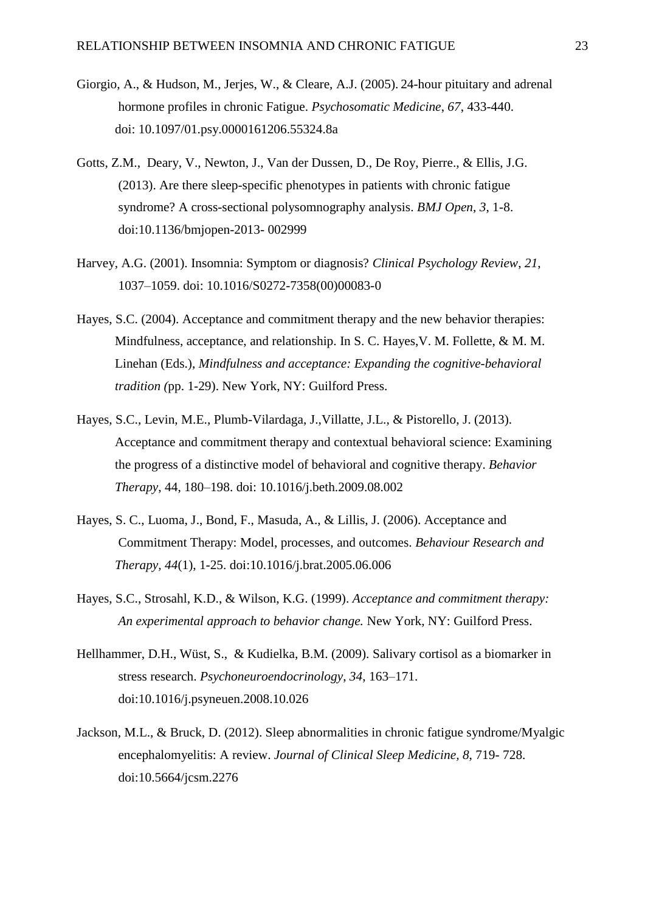Giorgio, A., & Hudson, M., Jerjes, W., & Cleare, A.J. (2005). 24-hour pituitary and adrenal hormone profiles in chronic Fatigue. *Psychosomatic Medicine*, *67*, 433-440. doi: 10.1097/01.psy.0000161206.55324.8a

Gotts, Z.M., Deary, V., Newton, J., Van der Dussen, D., De Roy, Pierre., & Ellis, J.G. (2013). Are there sleep-specific phenotypes in patients with chronic fatigue syndrome? A cross-sectional polysomnography analysis. *BMJ Open*, *3*, 1-8. doi:10.1136/bmjopen-2013- 002999

Harvey, A.G. (2001). Insomnia: Symptom or diagnosis? *Clinical Psychology Review*, *21*, 1037–1059. doi: 10.1016/S0272-7358(00)00083-0

Hayes, S.C. (2004). Acceptance and commitment therapy and the new behavior therapies: Mindfulness, acceptance, and relationship. In S. C. Hayes,V. M. Follette, & M. M. Linehan (Eds.), *Mindfulness and acceptance: Expanding the cognitive-behavioral tradition (*pp. 1-29). New York, NY: Guilford Press.

Hayes, S.C., Levin, M.E., Plumb-Vilardaga, J.,Villatte, J.L., & Pistorello, J. (2013). Acceptance and commitment therapy and contextual behavioral science: Examining the progress of a distinctive model of behavioral and cognitive therapy. *Behavior Therapy*, 44, 180–198. doi: 10.1016/j.beth.2009.08.002

Hayes, S. C., Luoma, J., Bond, F., Masuda, A., & Lillis, J. (2006). Acceptance and Commitment Therapy: Model, processes, and outcomes. *Behaviour Research and Therapy*, *44*(1), 1-25. doi:10.1016/j.brat.2005.06.006

Hayes, S.C., Strosahl, K.D., & Wilson, K.G. (1999). *Acceptance and commitment therapy: An experimental approach to behavior change.* New York, NY: Guilford Press.

Hellhammer, D.H., Wüst, S., & Kudielka, B.M. (2009). Salivary cortisol as a biomarker in stress research. *Psychoneuroendocrinology*, *34*, 163–171. doi:10.1016/j.psyneuen.2008.10.026

Jackson, M.L., & Bruck, D. (2012). Sleep abnormalities in chronic fatigue syndrome/Myalgic encephalomyelitis: A review. *Journal of Clinical Sleep Medicine*, *8*, 719- 728. doi:10.5664/jcsm.2276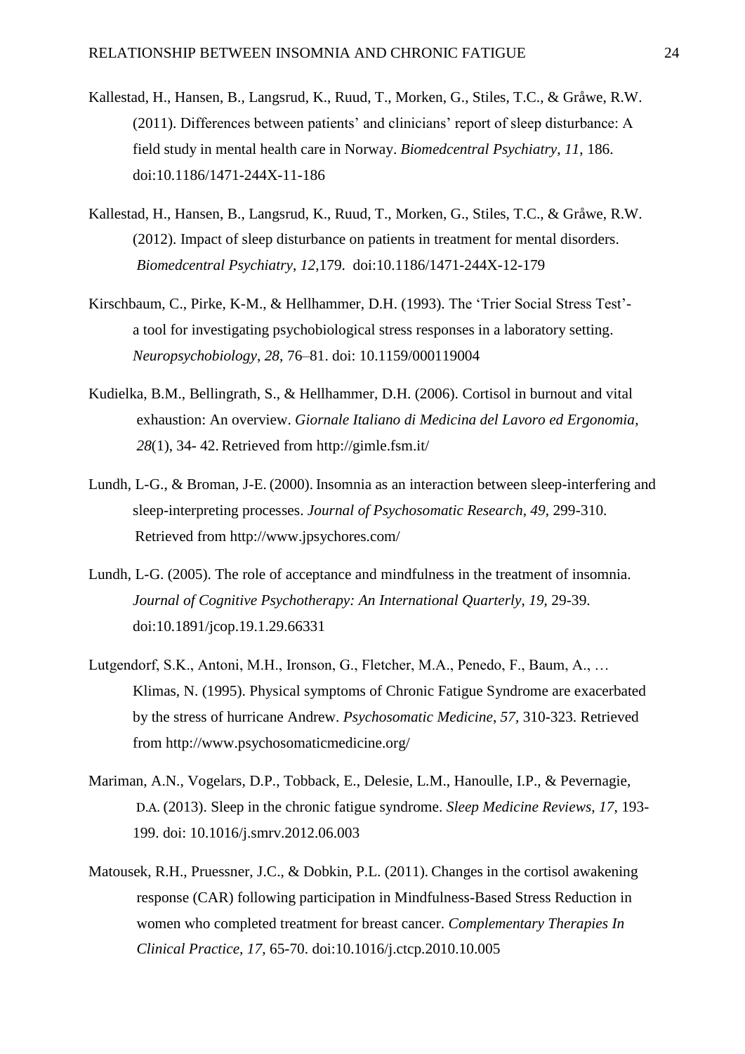Kallestad, H., Hansen, B., Langsrud, K., Ruud, T., Morken, G., Stiles, T.C., & Gråwe, R.W. (2011). Differences between patients' and clinicians' report of sleep disturbance: A field study in mental health care in Norway. *Biomedcentral Psychiatry*, *11*, 186. doi:10.1186/1471-244X-11-186

Kallestad, H., Hansen, B., Langsrud, K., Ruud, T., Morken, G., Stiles, T.C., & Gråwe, R.W. (2012). Impact of sleep disturbance on patients in treatment for mental disorders. *Biomedcentral Psychiatry*, *12*,179. doi:10.1186/1471-244X-12-179

Kirschbaum, C., Pirke, K-M., & Hellhammer, D.H. (1993). The 'Trier Social Stress Test'- a tool for investigating psychobiological stress responses in a laboratory setting. *Neuropsychobiology*, *28*, 76–81. doi: 10.1159/000119004

Kudielka, B.M., Bellingrath, S., & Hellhammer, D.H. (2006). Cortisol in burnout and vital exhaustion: An overview. *Giornale Italiano di Medicina del Lavoro ed Ergonomia*, *28*(1), 34- 42. Retrieved from http://gimle.fsm.it/

Lundh, L-G., & Broman, J-E. (2000). Insomnia as an interaction between sleep-interfering and sleep-interpreting processes. *Journal of Psychosomatic Research*, *49*, 299-310. Retrieved from http://www.jpsychores.com/

Lundh, L-G. (2005). The role of acceptance and mindfulness in the treatment of insomnia. *Journal of Cognitive Psychotherapy: An International Quarterly*, *19*, 29-39. doi:10.1891/jcop.19.1.29.66331

Lutgendorf, S.K., Antoni, M.H., Ironson, G., Fletcher, M.A., Penedo, F., Baum, A., … Klimas, N. (1995). Physical symptoms of Chronic Fatigue Syndrome are exacerbated by the stress of hurricane Andrew. *Psychosomatic Medicine*, *57*, 310-323. Retrieved from http://www.psychosomaticmedicine.org/

Mariman, A.N., Vogelars, D.P., Tobback, E., Delesie, L.M., Hanoulle, I.P., & Pevernagie, D.A. (2013). Sleep in the chronic fatigue syndrome. *Sleep Medicine Reviews*, *17*, 193-199. doi: 10.1016/j.smrv.2012.06.003

Matousek, R.H., Pruessner, J.C., & Dobkin, P.L. (2011). Changes in the cortisol awakening response (CAR) following participation in Mindfulness-Based Stress Reduction in women who completed treatment for breast cancer. *Complementary Therapies In Clinical Practice*, *17*, 65-70. doi:10.1016/j.ctcp.2010.10.005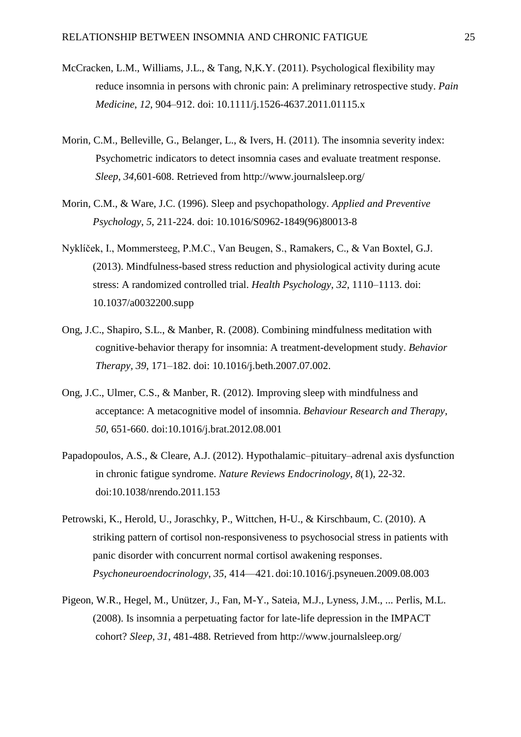McCracken, L.M., Williams, J.L., & Tang, N,K.Y. (2011). Psychological flexibility may reduce insomnia in persons with chronic pain: A preliminary retrospective study. *Pain Medicine*, *12*, 904–912. doi: 10.1111/j.1526-4637.2011.01115.x

Morin, C.M., Belleville, G., Belanger, L., & Ivers, H. (2011). The insomnia severity index: Psychometric indicators to detect insomnia cases and evaluate treatment response. *Sleep*, *34*,601-608. Retrieved from http://www.journalsleep.org/

Morin, C.M., & Ware, J.C. (1996). Sleep and psychopathology. *Applied and Preventive Psychology*, *5*, 211-224. doi: 10.1016/S0962-1849(96)80013-8

Nyklíček, I., Mommersteeg, P.M.C., Van Beugen, S., Ramakers, C., & Van Boxtel, G.J. (2013). Mindfulness-based stress reduction and physiological activity during acute stress: A randomized controlled trial. *Health Psychology*, *32*, 1110–1113. doi: 10.1037/a0032200.supp

Ong, J.C., Shapiro, S.L., & Manber, R. (2008). Combining mindfulness meditation with cognitive-behavior therapy for insomnia: A treatment-development study. *Behavior Therapy*, *39*, 171–182. doi: 10.1016/j.beth.2007.07.002.

Ong, J.C., Ulmer, C.S., & Manber, R. (2012). Improving sleep with mindfulness and acceptance: A metacognitive model of insomnia. *Behaviour Research and Therapy*, *50*, 651-660. doi:10.1016/j.brat.2012.08.001

Papadopoulos, A.S., & Cleare, A.J. (2012). Hypothalamic–pituitary–adrenal axis dysfunction in chronic fatigue syndrome. *Nature Reviews Endocrinology*, *8*(1), 22-32. doi:10.1038/nrendo.2011.153

Petrowski, K., Herold, U., Joraschky, P., Wittchen, H-U., & Kirschbaum, C. (2010). A striking pattern of cortisol non-responsiveness to psychosocial stress in patients with panic disorder with concurrent normal cortisol awakening responses. *Psychoneuroendocrinology*, *35*, 414—421. doi:10.1016/j.psyneuen.2009.08.003

Pigeon, W.R., Hegel, M., Unützer, J., Fan, M-Y., Sateia, M.J., Lyness, J.M., ... Perlis, M.L. (2008). Is insomnia a perpetuating factor for late-life depression in the IMPACT cohort? *Sleep, 31*, 481-488. Retrieved from http://www.journalsleep.org/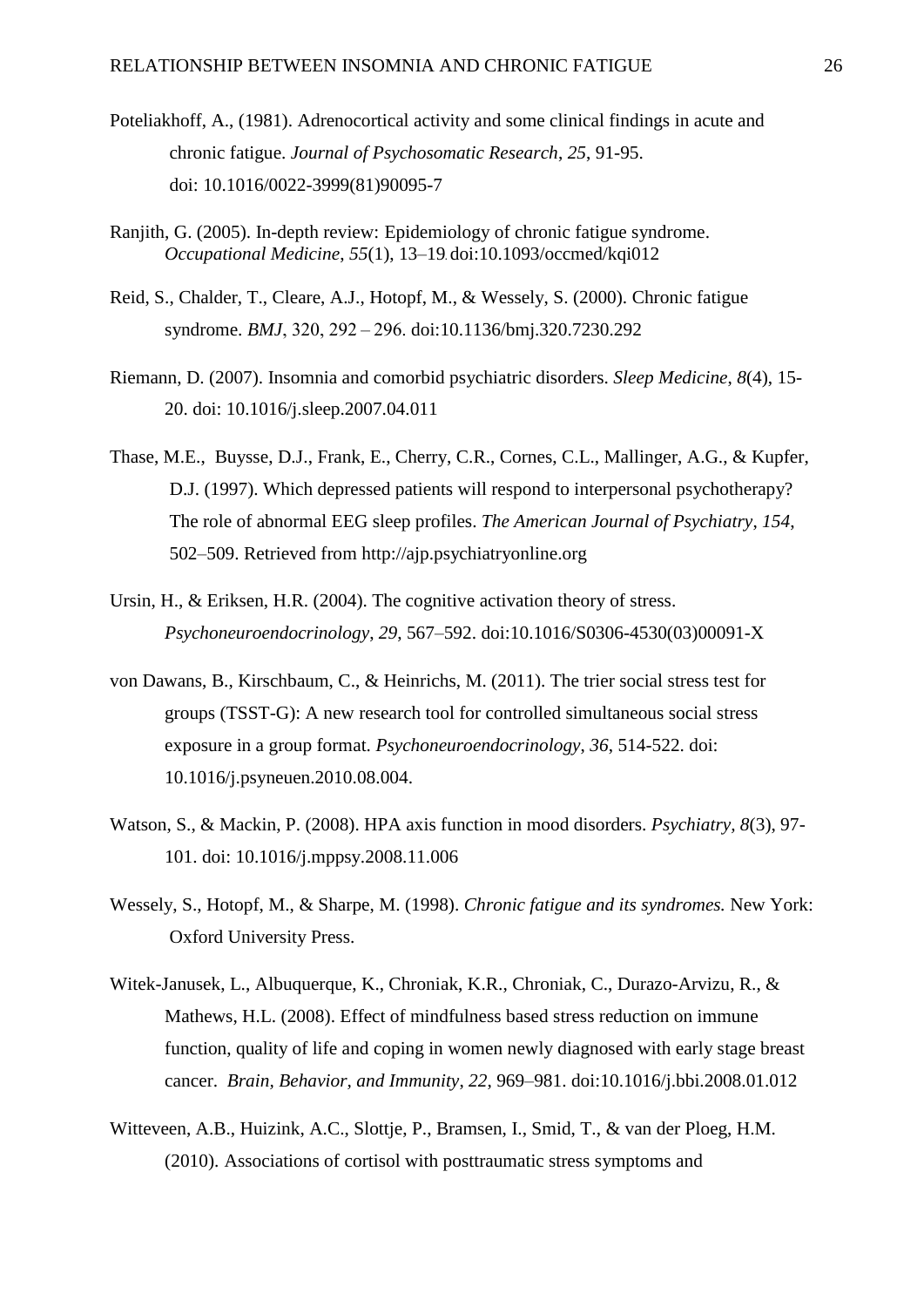Poteliakhoff, A., (1981). Adrenocortical activity and some clinical findings in acute and chronic fatigue. *Journal of Psychosomatic Research*, *25*, 91-95. doi: 10.1016/0022-3999(81)90095-7

Ranjith, G. (2005). In-depth review: Epidemiology of chronic fatigue syndrome. *Occupational Medicine*, *55*(1), 13–19. doi:10.1093/occmed/kqi012

Reid, S., Chalder, T., Cleare, A.J., Hotopf, M., & Wessely, S. (2000). Chronic fatigue syndrome. *BMJ*, 320, 292 – 296. doi:10.1136/bmj.320.7230.292

Riemann, D. (2007). Insomnia and comorbid psychiatric disorders. *Sleep Medicine, 8*(4), 15-20. doi: 10.1016/j.sleep.2007.04.011

Thase, M.E., Buysse, D.J., Frank, E., Cherry, C.R., Cornes, C.L., Mallinger, A.G., & Kupfer, D.J. (1997). Which depressed patients will respond to interpersonal psychotherapy? The role of abnormal EEG sleep profiles. *The American Journal of Psychiatry*, *154*, 502–509. Retrieved from http://ajp.psychiatryonline.org

Ursin, H., & Eriksen, H.R. (2004). The cognitive activation theory of stress. *Psychoneuroendocrinology*, *29*, 567–592. doi:10.1016/S0306-4530(03)00091-X

von Dawans, B., Kirschbaum, C., & Heinrichs, M. (2011). The trier social stress test for groups (TSST-G): A new research tool for controlled simultaneous social stress exposure in a group format. *Psychoneuroendocrinology, 36*, 514-522. doi: 10.1016/j.psyneuen.2010.08.004.

Watson, S., & Mackin, P. (2008). HPA axis function in mood disorders. *Psychiatry, 8*(3), 97-101. doi: 10.1016/j.mppsy.2008.11.006

Wessely, S., Hotopf, M., & Sharpe, M. (1998). *Chronic fatigue and its syndromes.* New York: Oxford University Press.

Witek-Janusek, L., Albuquerque, K., Chroniak, K.R., Chroniak, C., Durazo-Arvizu, R., & Mathews, H.L. (2008). Effect of mindfulness based stress reduction on immune function, quality of life and coping in women newly diagnosed with early stage breast cancer. *Brain, Behavior, and Immunity*, *22*, 969–981. doi:10.1016/j.bbi.2008.01.012

Witteveen, A.B., Huizink, A.C., Slottje, P., Bramsen, I., Smid, T., & van der Ploeg, H.M. (2010). Associations of cortisol with posttraumatic stress symptoms and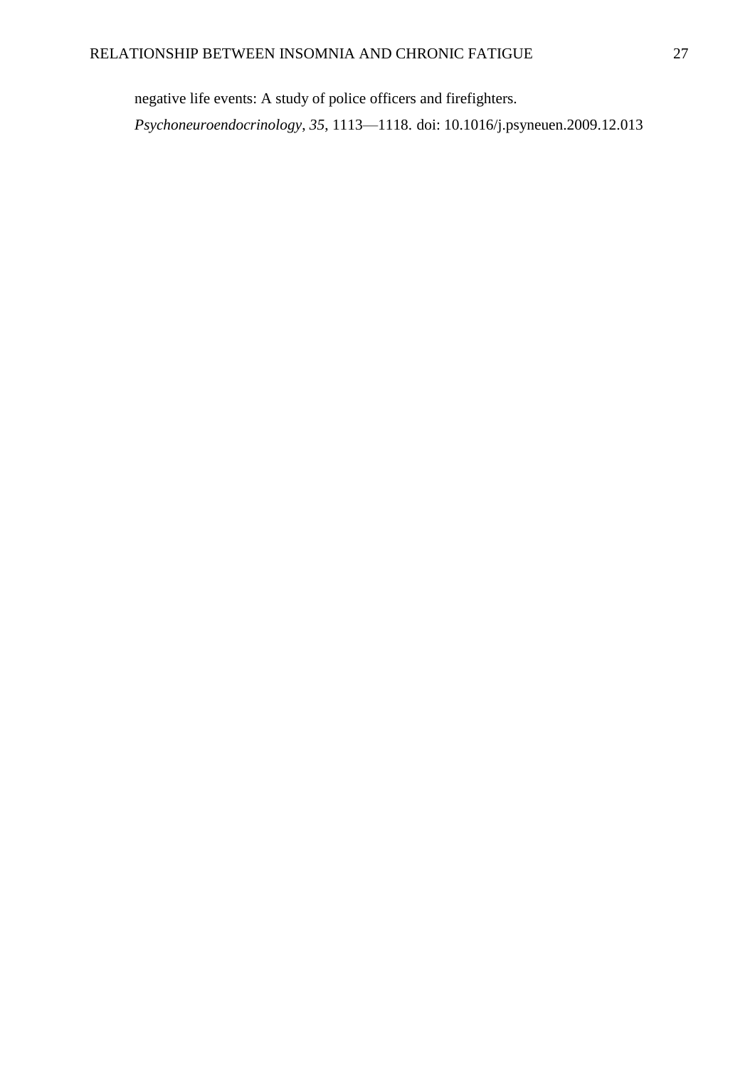negative life events: A study of police officers and firefighters. *Psychoneuroendocrinology*, *35*, 1113—1118. doi: 10.1016/j.psyneuen.2009.12.013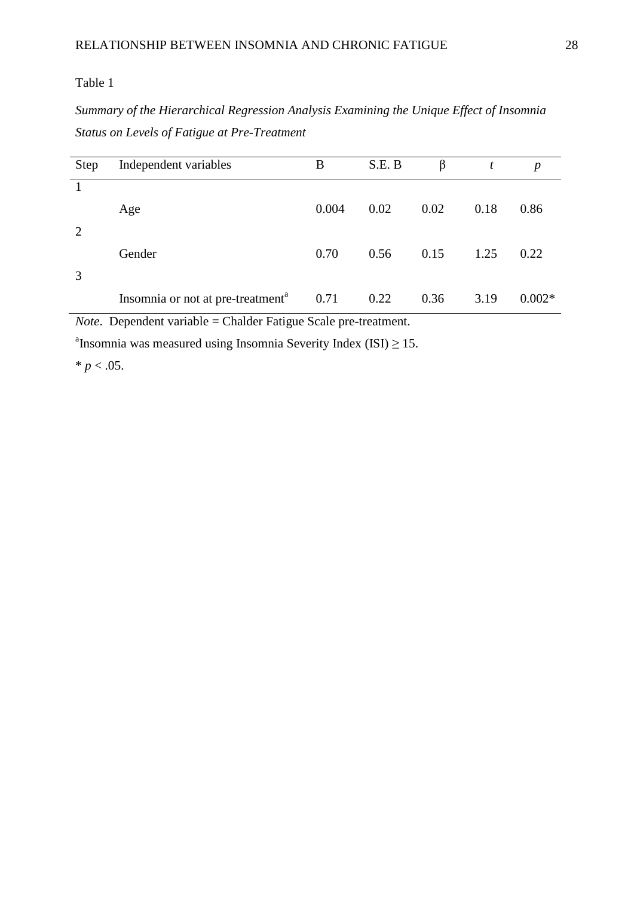Table 1

*Summary of the Hierarchical Regression Analysis Examining the Unique Effect of Insomnia Status on Levels of Fatigue at Pre-Treatment*

| Step | Independent variables | B | S.E. B | β | *t* | *p* |
|---|---|---|---|---|---|---|
| 1 | | | | | | |
| | Age | 0.004 | 0.02 | 0.02 | 0.18 | 0.86 |
| 2 | | | | | | |
| | Gender | 0.70 | 0.56 | 0.15 | 1.25 | 0.22 |
| 3 | | | | | | |
| | Insomnia or not at pre-treatment[a] | 0.71 | 0.22 | 0.36 | 3.19 | 0.002* |

*Note*. Dependent variable = Chalder Fatigue Scale pre-treatment.

[a]Insomnia was measured using Insomnia Severity Index (ISI) ≥ 15.

* $p < .05$.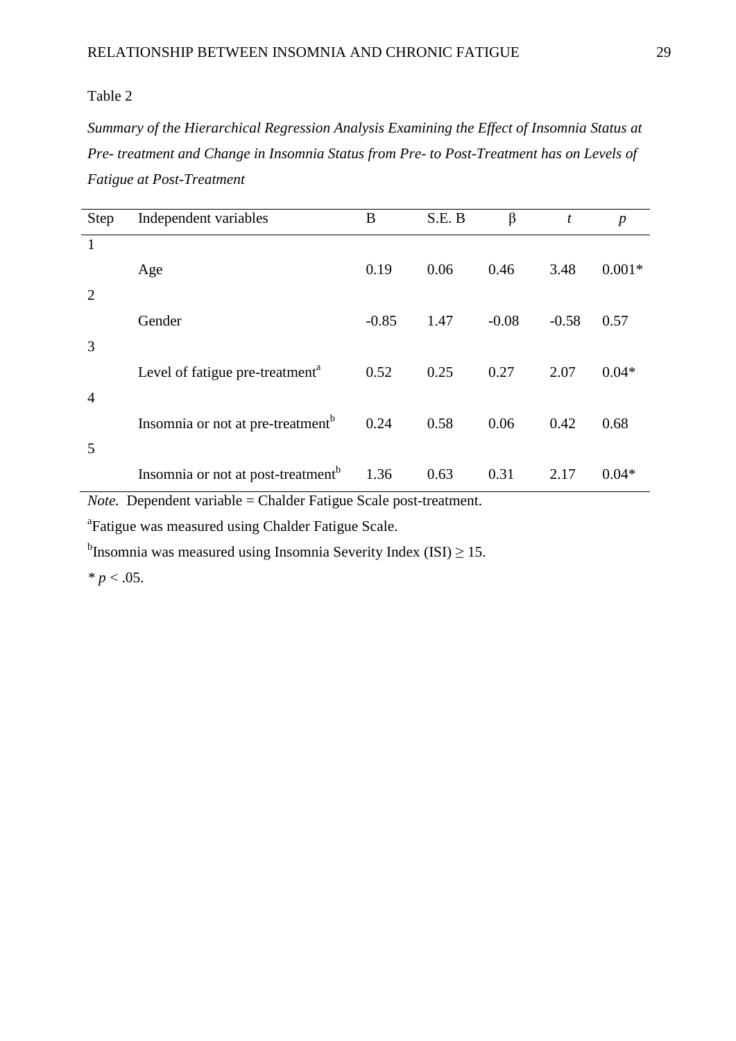Table 2

*Summary of the Hierarchical Regression Analysis Examining the Effect of Insomnia Status at Pre- treatment and Change in Insomnia Status from Pre- to Post-Treatment has on Levels of Fatigue at Post-Treatment*

| Step | Independent variables | B | S.E. B | β | *t* | *p* |
|---|---|---|---|---|---|---|
| 1 | | | | | | |
| | Age | 0.19 | 0.06 | 0.46 | 3.48 | 0.001* |
| 2 | | | | | | |
| | Gender | -0.85 | 1.47 | -0.08 | -0.58 | 0.57 |
| 3 | | | | | | |
| | Level of fatigue pre-treatment[a] | 0.52 | 0.25 | 0.27 | 2.07 | 0.04* |
| 4 | | | | | | |
| | Insomnia or not at pre-treatment[b] | 0.24 | 0.58 | 0.06 | 0.42 | 0.68 |
| 5 | | | | | | |
| | Insomnia or not at post-treatment[b] | 1.36 | 0.63 | 0.31 | 2.17 | 0.04* |

*Note.* Dependent variable = Chalder Fatigue Scale post-treatment.

[a]Fatigue was measured using Chalder Fatigue Scale.

[b]Insomnia was measured using Insomnia Severity Index (ISI) ≥ 15.

* $p < .05$.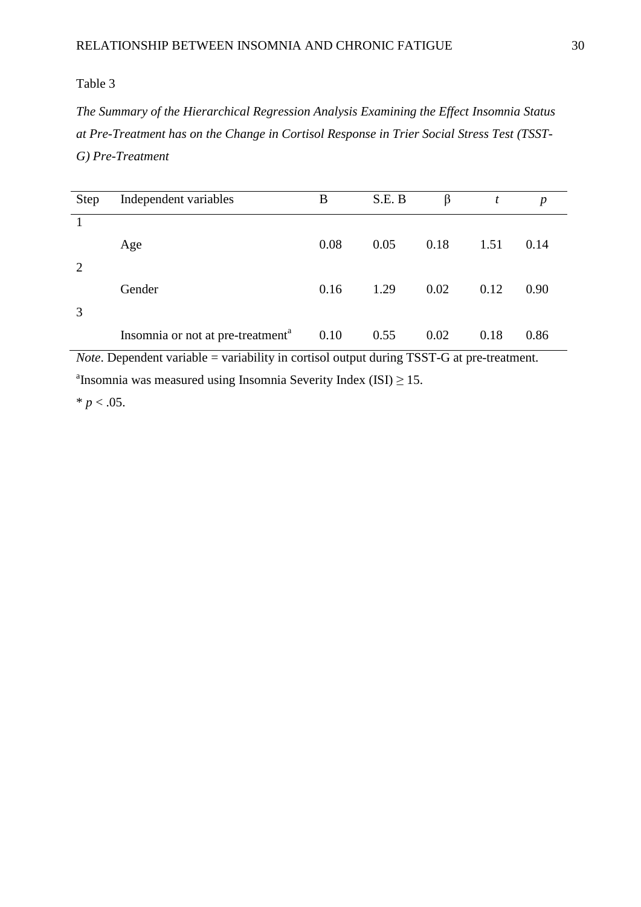Table 3

*The Summary of the Hierarchical Regression Analysis Examining the Effect Insomnia Status at Pre-Treatment has on the Change in Cortisol Response in Trier Social Stress Test (TSST-G) Pre-Treatment*

| Step | Independent variables | B | S.E. B | β | *t* | *p* |
|---|---|---|---|---|---|---|
| 1 | | | | | | |
| | Age | 0.08 | 0.05 | 0.18 | 1.51 | 0.14 |
| 2 | | | | | | |
| | Gender | 0.16 | 1.29 | 0.02 | 0.12 | 0.90 |
| 3 | | | | | | |
| | Insomnia or not at pre-treatment[a] | 0.10 | 0.55 | 0.02 | 0.18 | 0.86 |

*Note*. Dependent variable = variability in cortisol output during TSST-G at pre-treatment.

[a]Insomnia was measured using Insomnia Severity Index (ISI) ≥ 15.

* $p < .05$.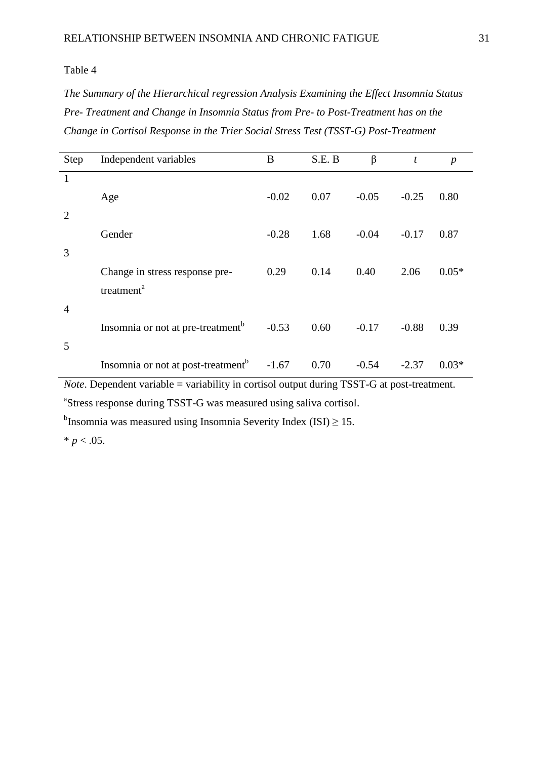Table 4

*The Summary of the Hierarchical regression Analysis Examining the Effect Insomnia Status Pre- Treatment and Change in Insomnia Status from Pre- to Post-Treatment has on the Change in Cortisol Response in the Trier Social Stress Test (TSST-G) Post-Treatment*

| Step | Independent variables | B | S.E. B | β | *t* | *p* |
|---|---|---|---|---|---|---|
| 1 | | | | | | |
| | Age | -0.02 | 0.07 | -0.05 | -0.25 | 0.80 |
| 2 | | | | | | |
| | Gender | -0.28 | 1.68 | -0.04 | -0.17 | 0.87 |
| 3 | | | | | | |
| | Change in stress response pre-treatment[a] | 0.29 | 0.14 | 0.40 | 2.06 | 0.05* |
| 4 | | | | | | |
| | Insomnia or not at pre-treatment[b] | -0.53 | 0.60 | -0.17 | -0.88 | 0.39 |
| 5 | | | | | | |
| | Insomnia or not at post-treatment[b] | -1.67 | 0.70 | -0.54 | -2.37 | 0.03* |

*Note*. Dependent variable = variability in cortisol output during TSST-G at post-treatment.

[a]Stress response during TSST-G was measured using saliva cortisol.

[b]Insomnia was measured using Insomnia Severity Index (ISI) $\geq$ 15.

\* $p < .05$.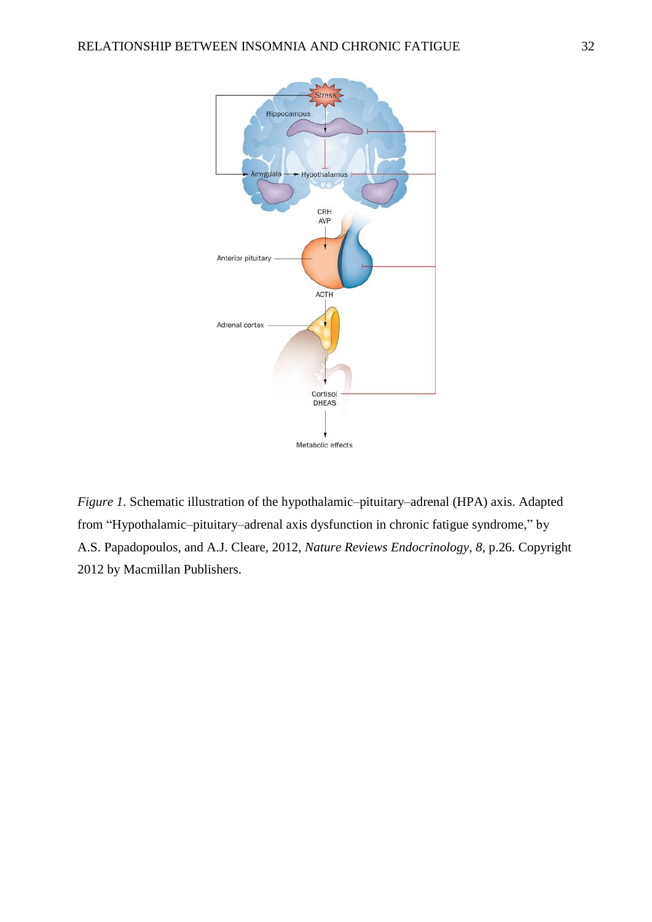*Figure 1.* Schematic illustration of the hypothalamic–pituitary–adrenal (HPA) axis. Adapted from "Hypothalamic–pituitary–adrenal axis dysfunction in chronic fatigue syndrome," by A.S. Papadopoulos, and A.J. Cleare, 2012, *Nature Reviews Endocrinology*, *8*, p.26. Copyright 2012 by Macmillan Publishers.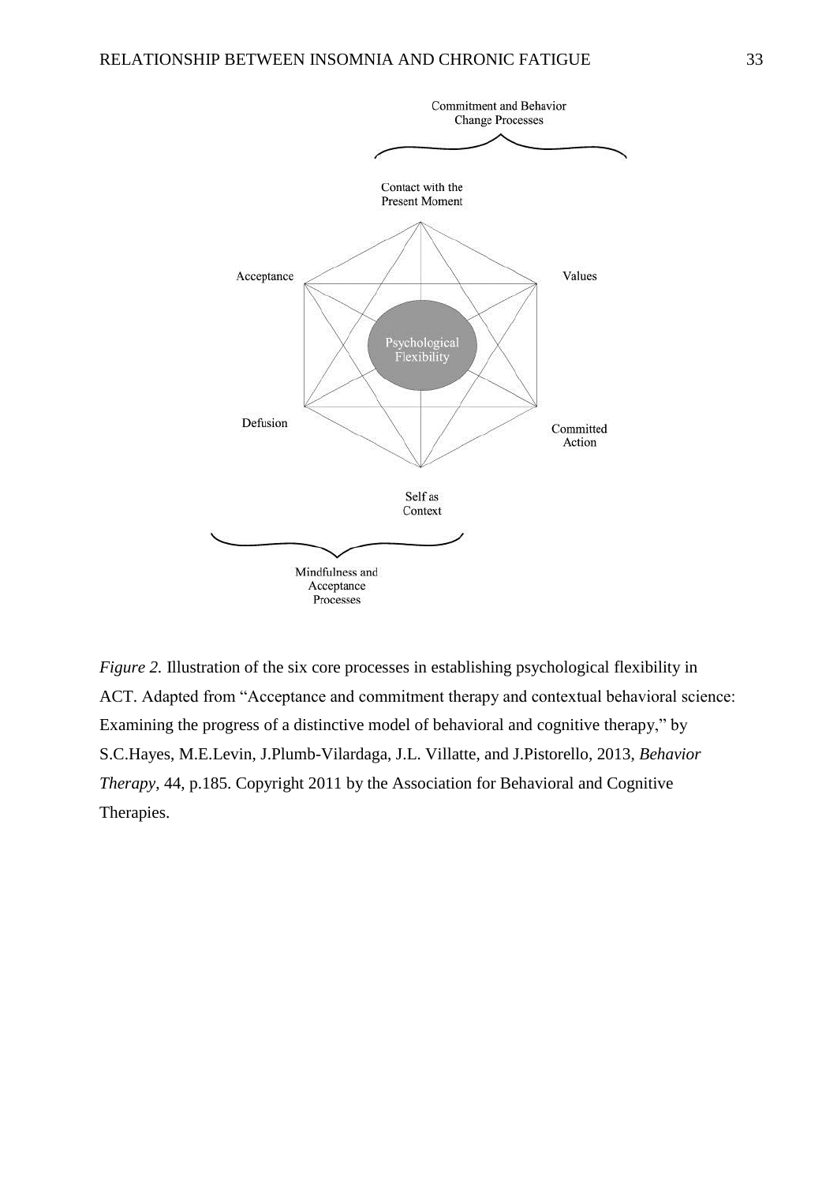Commitment and Behavior Change Processes

Contact with the Present Moment

Acceptance

Values

Psychological Flexibility

Defusion

Committed Action

Self as Context

Mindfulness and Acceptance Processes

*Figure 2.* Illustration of the six core processes in establishing psychological flexibility in ACT. Adapted from "Acceptance and commitment therapy and contextual behavioral science: Examining the progress of a distinctive model of behavioral and cognitive therapy," by S.C.Hayes, M.E.Levin, J.Plumb-Vilardaga, J.L. Villatte, and J.Pistorello, 2013, *Behavior Therapy*, 44, p.185. Copyright 2011 by the Association for Behavioral and Cognitive Therapies.